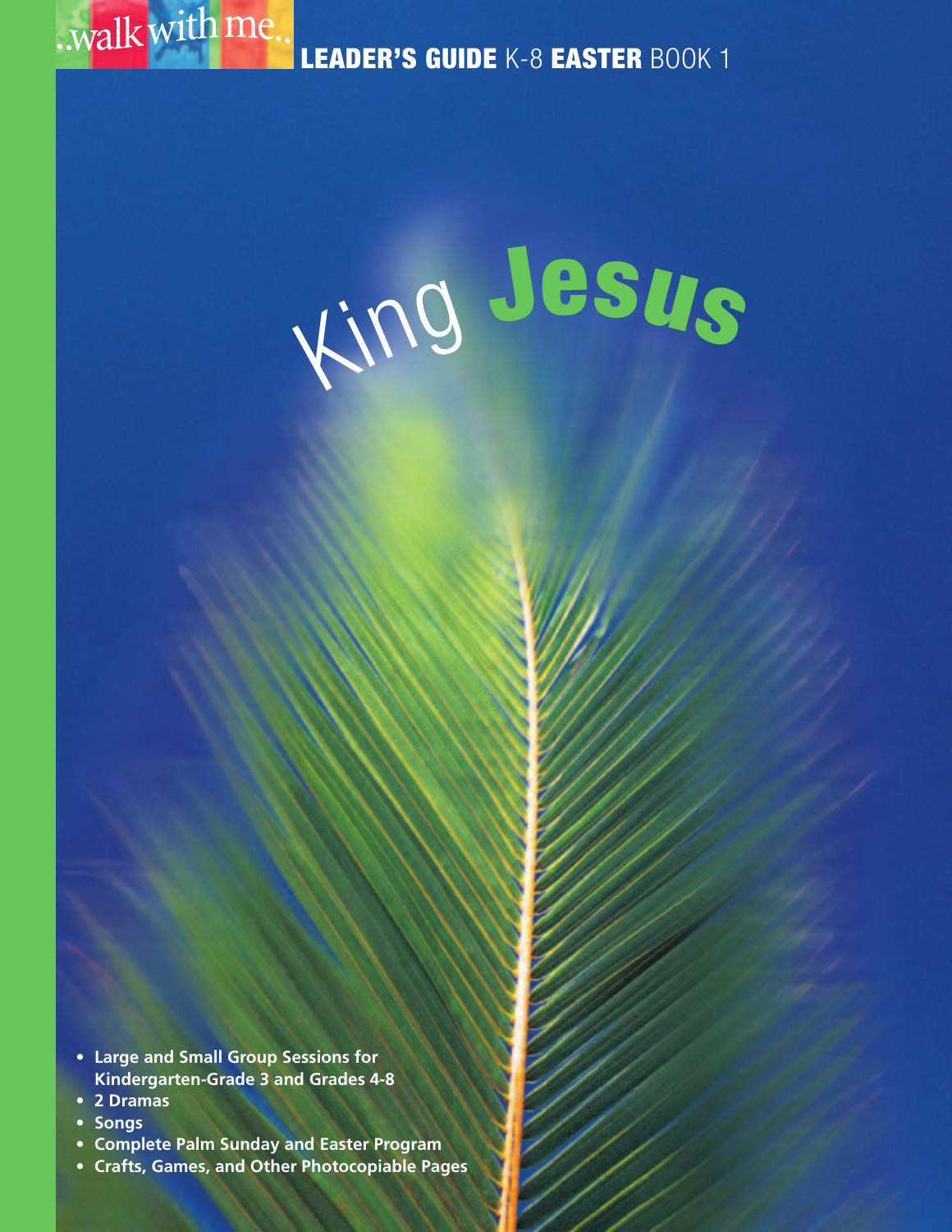..walk with me..

**LEADER'S GUIDE** K-8 **EASTER** BOOK 1

# King Jesus

- **Large and Small Group Sessions for Kindergarten-Grade 3 and Grades 4-8**
- **2 Dramas**
- **Songs**
- **Complete Palm Sunday and Easter Program**
- **Crafts, Games, and Other Photocopiable Pages**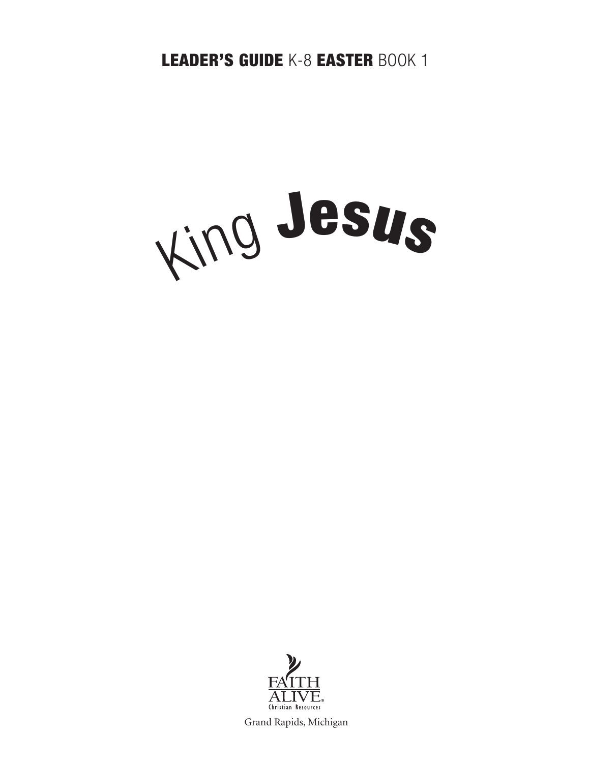**LEADER'S GUIDE** K-8 **EASTER** BOOK 1

# King **Jesus**

FAITH ALIVE®
Christian Resources

Grand Rapids, Michigan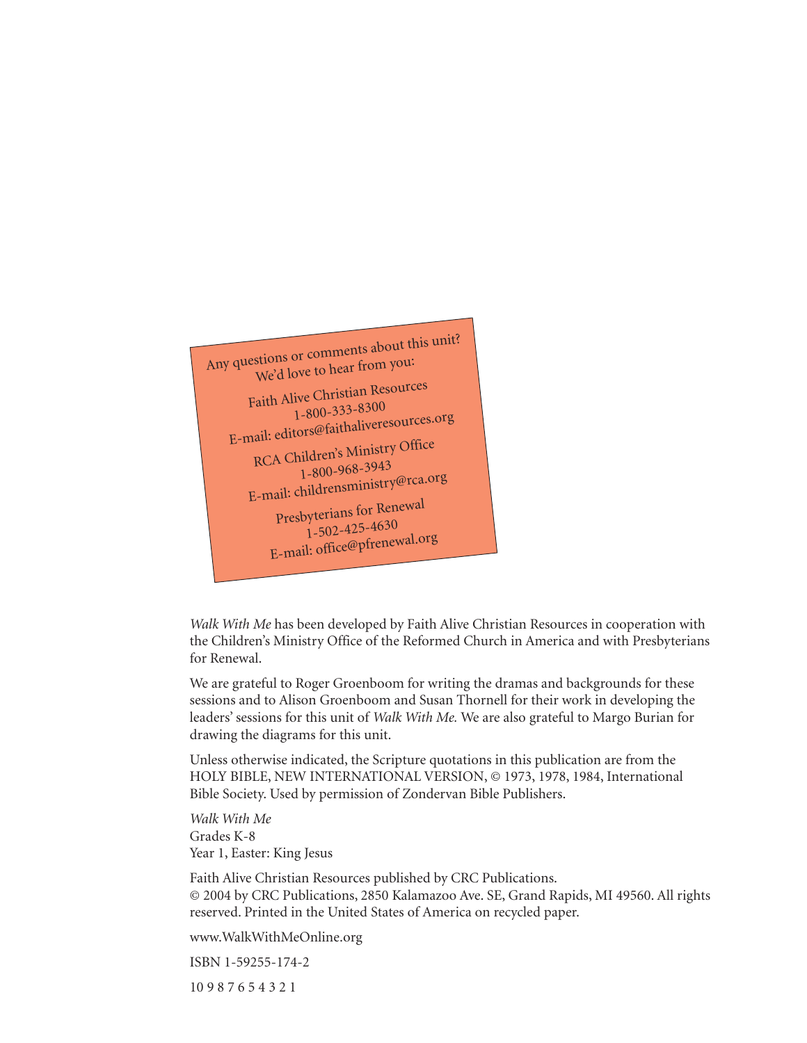Any questions or comments about this unit?
We'd love to hear from you:

Faith Alive Christian Resources
1-800-333-8300
E-mail: editors@faithaliveresources.org

RCA Children's Ministry Office
1-800-968-3943
E-mail: childrensministry@rca.org

Presbyterians for Renewal
1-502-425-4630
E-mail: office@pfrenewal.org

*Walk With Me* has been developed by Faith Alive Christian Resources in cooperation with the Children's Ministry Office of the Reformed Church in America and with Presbyterians for Renewal.

We are grateful to Roger Groenboom for writing the dramas and backgrounds for these sessions and to Alison Groenboom and Susan Thornell for their work in developing the leaders' sessions for this unit of *Walk With Me.* We are also grateful to Margo Burian for drawing the diagrams for this unit.

Unless otherwise indicated, the Scripture quotations in this publication are from the HOLY BIBLE, NEW INTERNATIONAL VERSION, © 1973, 1978, 1984, International Bible Society. Used by permission of Zondervan Bible Publishers.

*Walk With Me*
Grades K-8
Year 1, Easter: King Jesus

Faith Alive Christian Resources published by CRC Publications.
© 2004 by CRC Publications, 2850 Kalamazoo Ave. SE, Grand Rapids, MI 49560. All rights reserved. Printed in the United States of America on recycled paper.

www.WalkWithMeOnline.org

ISBN 1-59255-174-2

10 9 8 7 6 5 4 3 2 1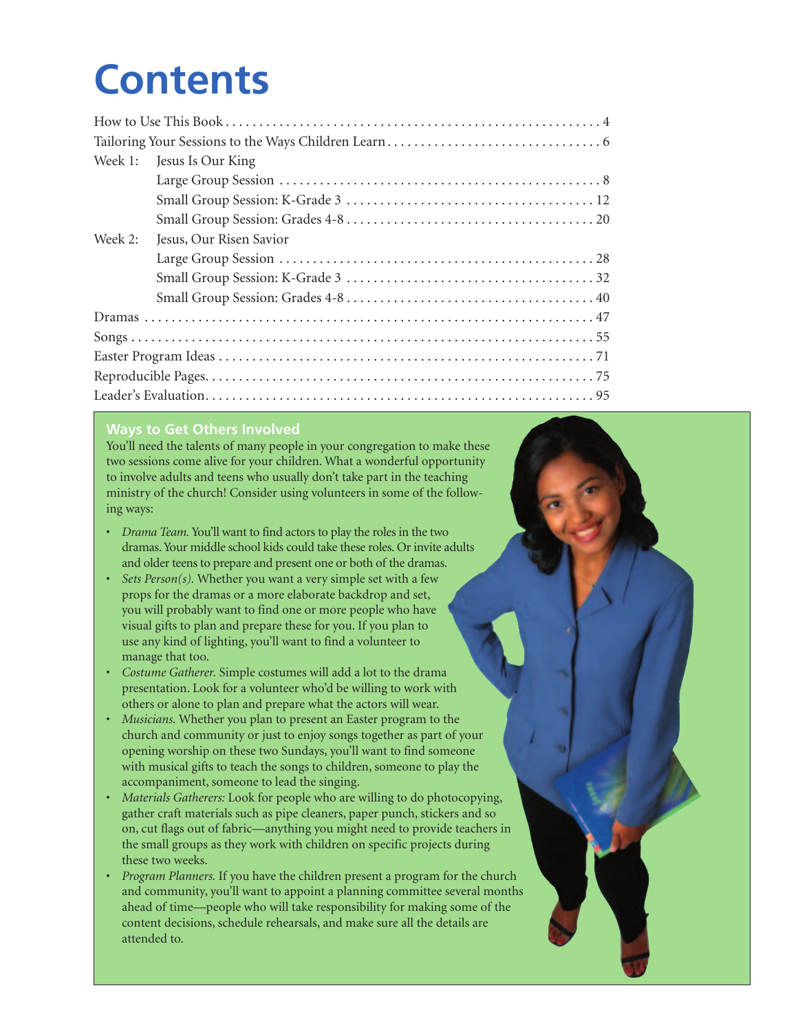# Contents

How to Use This Book . . . . . . . . . . 4

Tailoring Your Sessions to the Ways Children Learn . . . . . . . . . . 6

Week 1: Jesus Is Our King

- Large Group Session . . . . . . . . . . 8
- Small Group Session: K-Grade 3 . . . . . . . . . . 12
- Small Group Session: Grades 4-8 . . . . . . . . . . 20

Week 2: Jesus, Our Risen Savior

- Large Group Session . . . . . . . . . . 28
- Small Group Session: K-Grade 3 . . . . . . . . . . 32
- Small Group Session: Grades 4-8 . . . . . . . . . . 40

Dramas . . . . . . . . . . 47

Songs . . . . . . . . . . 55

Easter Program Ideas . . . . . . . . . . 71

Reproducible Pages . . . . . . . . . . 75

Leader's Evaluation . . . . . . . . . . 95

## Ways to Get Others Involved

You'll need the talents of many people in your congregation to make these two sessions come alive for your children. What a wonderful opportunity to involve adults and teens who usually don't take part in the teaching ministry of the church! Consider using volunteers in some of the following ways:

- *Drama Team.* You'll want to find actors to play the roles in the two dramas. Your middle school kids could take these roles. Or invite adults and older teens to prepare and present one or both of the dramas.
- *Sets Person(s).* Whether you want a very simple set with a few props for the dramas or a more elaborate backdrop and set, you will probably want to find one or more people who have visual gifts to plan and prepare these for you. If you plan to use any kind of lighting, you'll want to find a volunteer to manage that too.
- *Costume Gatherer.* Simple costumes will add a lot to the drama presentation. Look for a volunteer who'd be willing to work with others or alone to plan and prepare what the actors will wear.
- *Musicians.* Whether you plan to present an Easter program to the church and community or just to enjoy songs together as part of your opening worship on these two Sundays, you'll want to find someone with musical gifts to teach the songs to children, someone to play the accompaniment, someone to lead the singing.
- *Materials Gatherers:* Look for people who are willing to do photocopying, gather craft materials such as pipe cleaners, paper punch, stickers and so on, cut flags out of fabric—anything you might need to provide teachers in the small groups as they work with children on specific projects during these two weeks.
- *Program Planners.* If you have the children present a program for the church and community, you'll want to appoint a planning committee several months ahead of time—people who will take responsibility for making some of the content decisions, schedule rehearsals, and make sure all the details are attended to.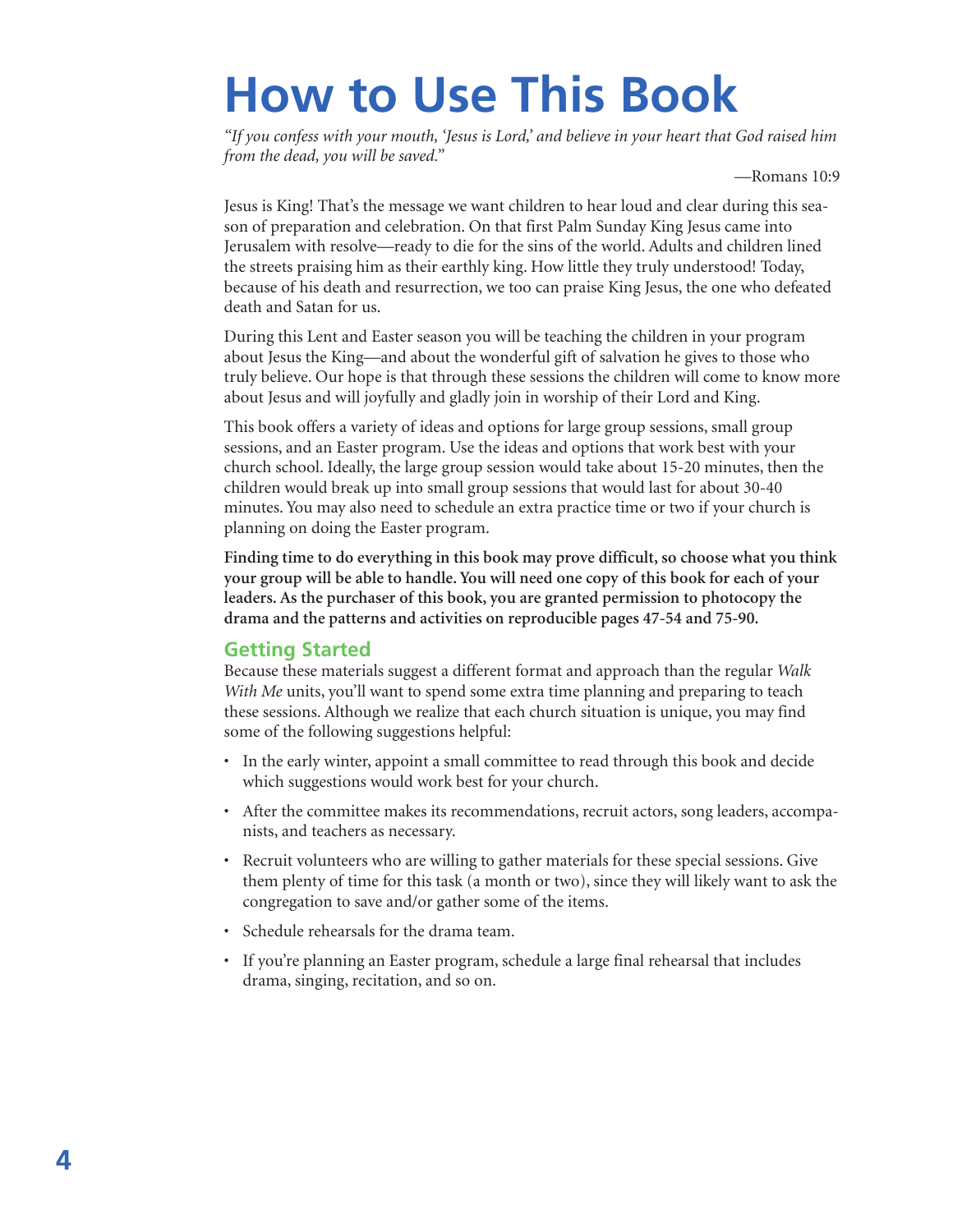# How to Use This Book

*"If you confess with your mouth, 'Jesus is Lord,' and believe in your heart that God raised him from the dead, you will be saved."*

—Romans 10:9

Jesus is King! That's the message we want children to hear loud and clear during this season of preparation and celebration. On that first Palm Sunday King Jesus came into Jerusalem with resolve—ready to die for the sins of the world. Adults and children lined the streets praising him as their earthly king. How little they truly understood! Today, because of his death and resurrection, we too can praise King Jesus, the one who defeated death and Satan for us.

During this Lent and Easter season you will be teaching the children in your program about Jesus the King—and about the wonderful gift of salvation he gives to those who truly believe. Our hope is that through these sessions the children will come to know more about Jesus and will joyfully and gladly join in worship of their Lord and King.

This book offers a variety of ideas and options for large group sessions, small group sessions, and an Easter program. Use the ideas and options that work best with your church school. Ideally, the large group session would take about 15-20 minutes, then the children would break up into small group sessions that would last for about 30-40 minutes. You may also need to schedule an extra practice time or two if your church is planning on doing the Easter program.

**Finding time to do everything in this book may prove difficult, so choose what you think your group will be able to handle. You will need one copy of this book for each of your leaders. As the purchaser of this book, you are granted permission to photocopy the drama and the patterns and activities on reproducible pages 47-54 and 75-90.**

## Getting Started

Because these materials suggest a different format and approach than the regular *Walk With Me* units, you'll want to spend some extra time planning and preparing to teach these sessions. Although we realize that each church situation is unique, you may find some of the following suggestions helpful:

- In the early winter, appoint a small committee to read through this book and decide which suggestions would work best for your church.
- After the committee makes its recommendations, recruit actors, song leaders, accompanists, and teachers as necessary.
- Recruit volunteers who are willing to gather materials for these special sessions. Give them plenty of time for this task (a month or two), since they will likely want to ask the congregation to save and/or gather some of the items.
- Schedule rehearsals for the drama team.
- If you're planning an Easter program, schedule a large final rehearsal that includes drama, singing, recitation, and so on.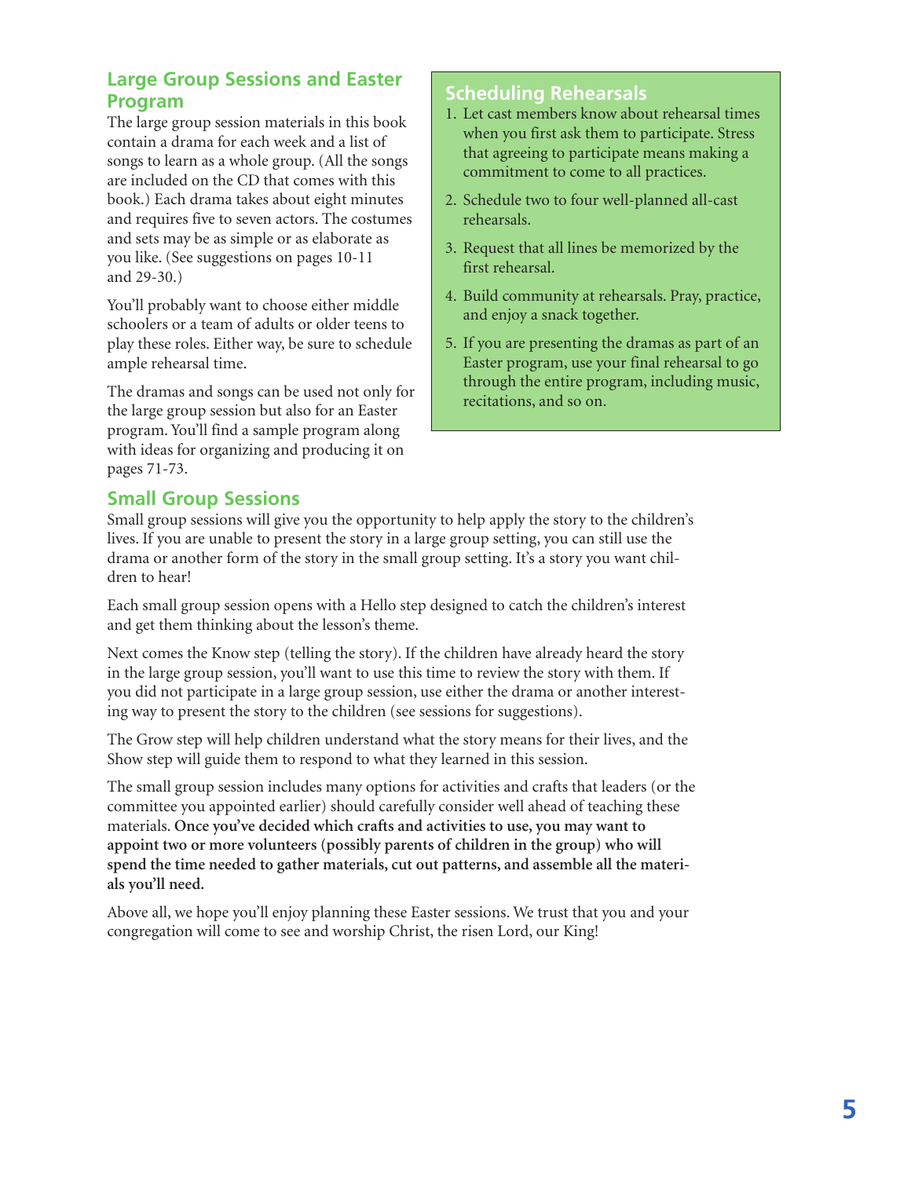## Large Group Sessions and Easter Program

The large group session materials in this book contain a drama for each week and a list of songs to learn as a whole group. (All the songs are included on the CD that comes with this book.) Each drama takes about eight minutes and requires five to seven actors. The costumes and sets may be as simple or as elaborate as you like. (See suggestions on pages 10-11 and 29-30.)

You'll probably want to choose either middle schoolers or a team of adults or older teens to play these roles. Either way, be sure to schedule ample rehearsal time.

The dramas and songs can be used not only for the large group session but also for an Easter program. You'll find a sample program along with ideas for organizing and producing it on pages 71-73.

## Scheduling Rehearsals

1. Let cast members know about rehearsal times when you first ask them to participate. Stress that agreeing to participate means making a commitment to come to all practices.
2. Schedule two to four well-planned all-cast rehearsals.
3. Request that all lines be memorized by the first rehearsal.
4. Build community at rehearsals. Pray, practice, and enjoy a snack together.
5. If you are presenting the dramas as part of an Easter program, use your final rehearsal to go through the entire program, including music, recitations, and so on.

## Small Group Sessions

Small group sessions will give you the opportunity to help apply the story to the children's lives. If you are unable to present the story in a large group setting, you can still use the drama or another form of the story in the small group setting. It's a story you want children to hear!

Each small group session opens with a Hello step designed to catch the children's interest and get them thinking about the lesson's theme.

Next comes the Know step (telling the story). If the children have already heard the story in the large group session, you'll want to use this time to review the story with them. If you did not participate in a large group session, use either the drama or another interesting way to present the story to the children (see sessions for suggestions).

The Grow step will help children understand what the story means for their lives, and the Show step will guide them to respond to what they learned in this session.

The small group session includes many options for activities and crafts that leaders (or the committee you appointed earlier) should carefully consider well ahead of teaching these materials. **Once you've decided which crafts and activities to use, you may want to appoint two or more volunteers (possibly parents of children in the group) who will spend the time needed to gather materials, cut out patterns, and assemble all the materials you'll need.**

Above all, we hope you'll enjoy planning these Easter sessions. We trust that you and your congregation will come to see and worship Christ, the risen Lord, our King!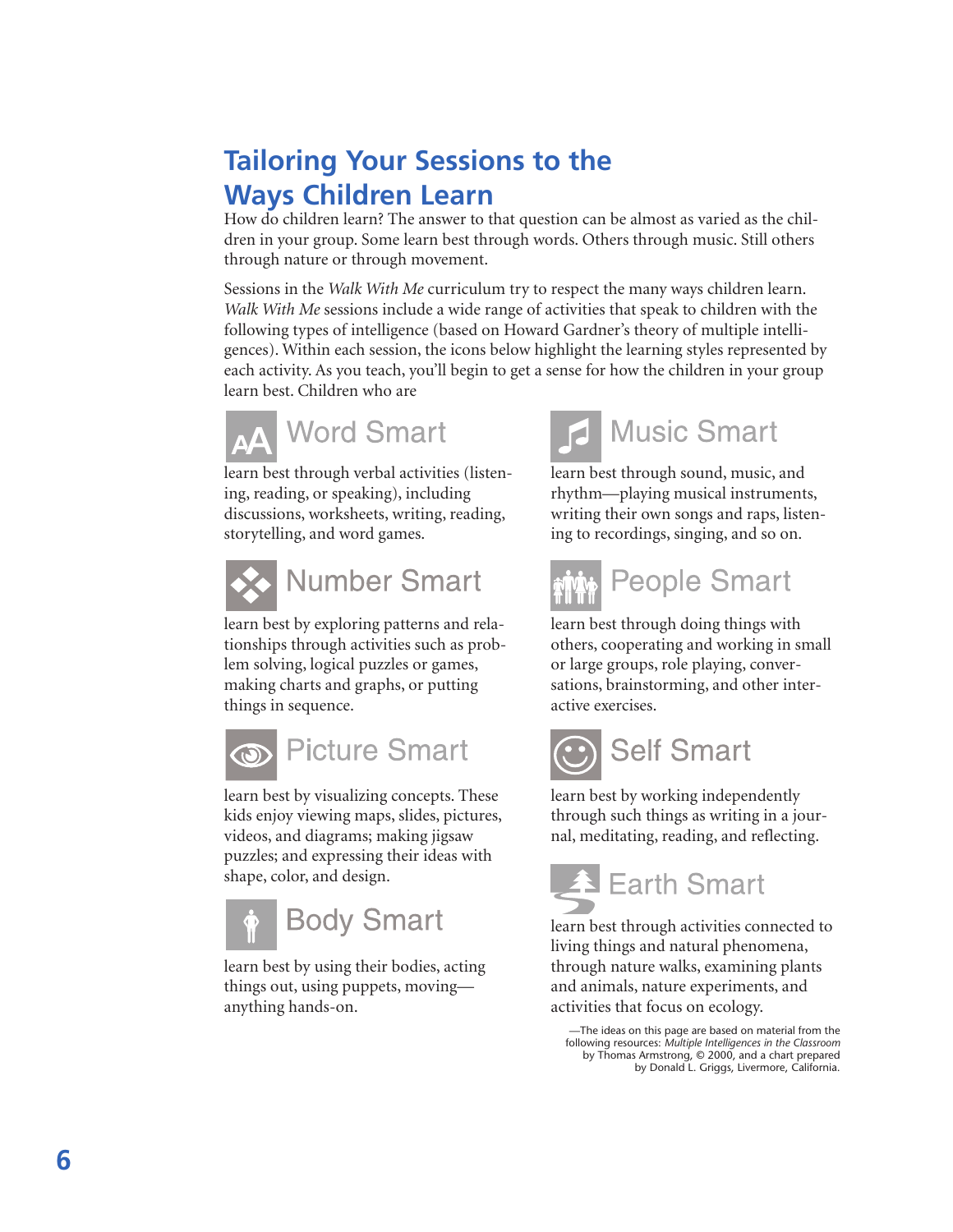# Tailoring Your Sessions to the Ways Children Learn

How do children learn? The answer to that question can be almost as varied as the children in your group. Some learn best through words. Others through music. Still others through nature or through movement.

Sessions in the *Walk With Me* curriculum try to respect the many ways children learn. *Walk With Me* sessions include a wide range of activities that speak to children with the following types of intelligence (based on Howard Gardner's theory of multiple intelligences). Within each session, the icons below highlight the learning styles represented by each activity. As you teach, you'll begin to get a sense for how the children in your group learn best. Children who are

## Word Smart

learn best through verbal activities (listening, reading, or speaking), including discussions, worksheets, writing, reading, storytelling, and word games.

## Number Smart

learn best by exploring patterns and relationships through activities such as problem solving, logical puzzles or games, making charts and graphs, or putting things in sequence.

## Picture Smart

learn best by visualizing concepts. These kids enjoy viewing maps, slides, pictures, videos, and diagrams; making jigsaw puzzles; and expressing their ideas with shape, color, and design.

## Body Smart

learn best by using their bodies, acting things out, using puppets, moving—anything hands-on.

## Music Smart

learn best through sound, music, and rhythm—playing musical instruments, writing their own songs and raps, listening to recordings, singing, and so on.

## People Smart

learn best through doing things with others, cooperating and working in small or large groups, role playing, conversations, brainstorming, and other interactive exercises.

## Self Smart

learn best by working independently through such things as writing in a journal, meditating, reading, and reflecting.

## Earth Smart

learn best through activities connected to living things and natural phenomena, through nature walks, examining plants and animals, nature experiments, and activities that focus on ecology.

—The ideas on this page are based on material from the following resources: *Multiple Intelligences in the Classroom* by Thomas Armstrong, © 2000, and a chart prepared by Donald L. Griggs, Livermore, California.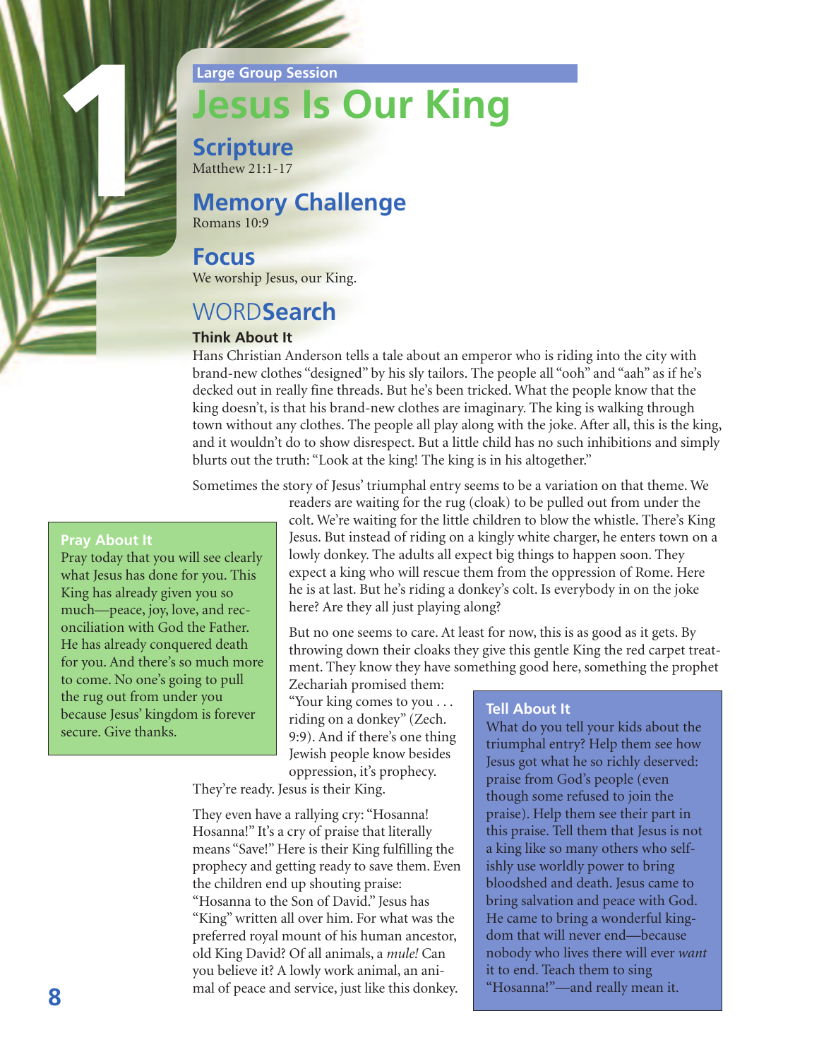1

Large Group Session

# Jesus Is Our King

## Scripture

Matthew 21:1-17

## Memory Challenge

Romans 10:9

## Focus

We worship Jesus, our King.

## WORDSearch

### Think About It

Hans Christian Anderson tells a tale about an emperor who is riding into the city with brand-new clothes "designed" by his sly tailors. The people all "ooh" and "aah" as if he's decked out in really fine threads. But he's been tricked. What the people know that the king doesn't, is that his brand-new clothes are imaginary. The king is walking through town without any clothes. The people all play along with the joke. After all, this is the king, and it wouldn't do to show disrespect. But a little child has no such inhibitions and simply blurts out the truth: "Look at the king! The king is in his altogether."

Sometimes the story of Jesus' triumphal entry seems to be a variation on that theme. We readers are waiting for the rug (cloak) to be pulled out from under the colt. We're waiting for the little children to blow the whistle. There's King Jesus. But instead of riding on a kingly white charger, he enters town on a lowly donkey. The adults all expect big things to happen soon. They expect a king who will rescue them from the oppression of Rome. Here he is at last. But he's riding a donkey's colt. Is everybody in on the joke here? Are they all just playing along?

But no one seems to care. At least for now, this is as good as it gets. By throwing down their cloaks they give this gentle King the red carpet treatment. They know they have something good here, something the prophet Zechariah promised them: "Your king comes to you . . . riding on a donkey" (Zech. 9:9). And if there's one thing Jewish people know besides oppression, it's prophecy. They're ready. Jesus is their King.

They even have a rallying cry: "Hosanna! Hosanna!" It's a cry of praise that literally means "Save!" Here is their King fulfilling the prophecy and getting ready to save them. Even the children end up shouting praise: "Hosanna to the Son of David." Jesus has "King" written all over him. For what was the preferred royal mount of his human ancestor, old King David? Of all animals, a *mule!* Can you believe it? A lowly work animal, an animal of peace and service, just like this donkey.

### Pray About It

Pray today that you will see clearly what Jesus has done for you. This King has already given you so much—peace, joy, love, and reconciliation with God the Father. He has already conquered death for you. And there's so much more to come. No one's going to pull the rug out from under you because Jesus' kingdom is forever secure. Give thanks.

### Tell About It

What do you tell your kids about the triumphal entry? Help them see how Jesus got what he so richly deserved: praise from God's people (even though some refused to join the praise). Help them see their part in this praise. Tell them that Jesus is not a king like so many others who selfishly use worldly power to bring bloodshed and death. Jesus came to bring salvation and peace with God. He came to bring a wonderful kingdom that will never end—because nobody who lives there will ever *want* it to end. Teach them to sing "Hosanna!"—and really mean it.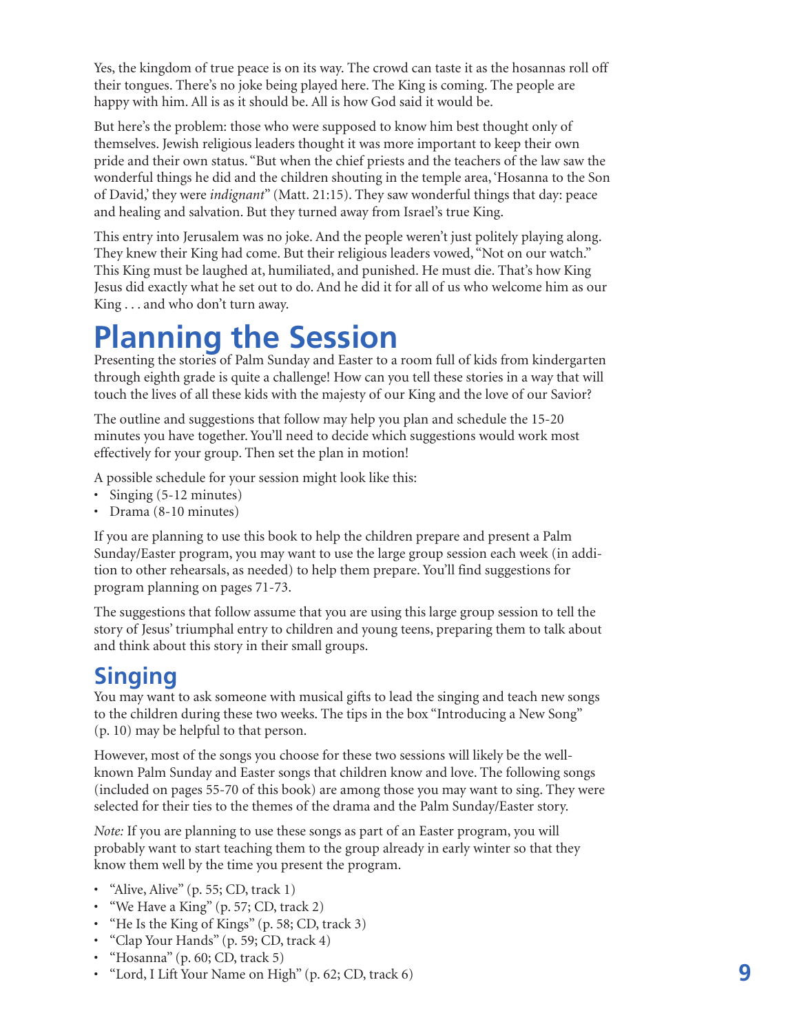Yes, the kingdom of true peace is on its way. The crowd can taste it as the hosannas roll off their tongues. There's no joke being played here. The King is coming. The people are happy with him. All is as it should be. All is how God said it would be.

But here's the problem: those who were supposed to know him best thought only of themselves. Jewish religious leaders thought it was more important to keep their own pride and their own status. "But when the chief priests and the teachers of the law saw the wonderful things he did and the children shouting in the temple area, 'Hosanna to the Son of David,' they were *indignant*" (Matt. 21:15). They saw wonderful things that day: peace and healing and salvation. But they turned away from Israel's true King.

This entry into Jerusalem was no joke. And the people weren't just politely playing along. They knew their King had come. But their religious leaders vowed, "Not on our watch." This King must be laughed at, humiliated, and punished. He must die. That's how King Jesus did exactly what he set out to do. And he did it for all of us who welcome him as our King . . . and who don't turn away.

# Planning the Session

Presenting the stories of Palm Sunday and Easter to a room full of kids from kindergarten through eighth grade is quite a challenge! How can you tell these stories in a way that will touch the lives of all these kids with the majesty of our King and the love of our Savior?

The outline and suggestions that follow may help you plan and schedule the 15-20 minutes you have together. You'll need to decide which suggestions would work most effectively for your group. Then set the plan in motion!

A possible schedule for your session might look like this:

- Singing (5-12 minutes)
- Drama (8-10 minutes)

If you are planning to use this book to help the children prepare and present a Palm Sunday/Easter program, you may want to use the large group session each week (in addition to other rehearsals, as needed) to help them prepare. You'll find suggestions for program planning on pages 71-73.

The suggestions that follow assume that you are using this large group session to tell the story of Jesus' triumphal entry to children and young teens, preparing them to talk about and think about this story in their small groups.

## Singing

You may want to ask someone with musical gifts to lead the singing and teach new songs to the children during these two weeks. The tips in the box "Introducing a New Song" (p. 10) may be helpful to that person.

However, most of the songs you choose for these two sessions will likely be the well-known Palm Sunday and Easter songs that children know and love. The following songs (included on pages 55-70 of this book) are among those you may want to sing. They were selected for their ties to the themes of the drama and the Palm Sunday/Easter story.

*Note:* If you are planning to use these songs as part of an Easter program, you will probably want to start teaching them to the group already in early winter so that they know them well by the time you present the program.

- "Alive, Alive" (p. 55; CD, track 1)
- "We Have a King" (p. 57; CD, track 2)
- "He Is the King of Kings" (p. 58; CD, track 3)
- "Clap Your Hands" (p. 59; CD, track 4)
- "Hosanna" (p. 60; CD, track 5)
- "Lord, I Lift Your Name on High" (p. 62; CD, track 6)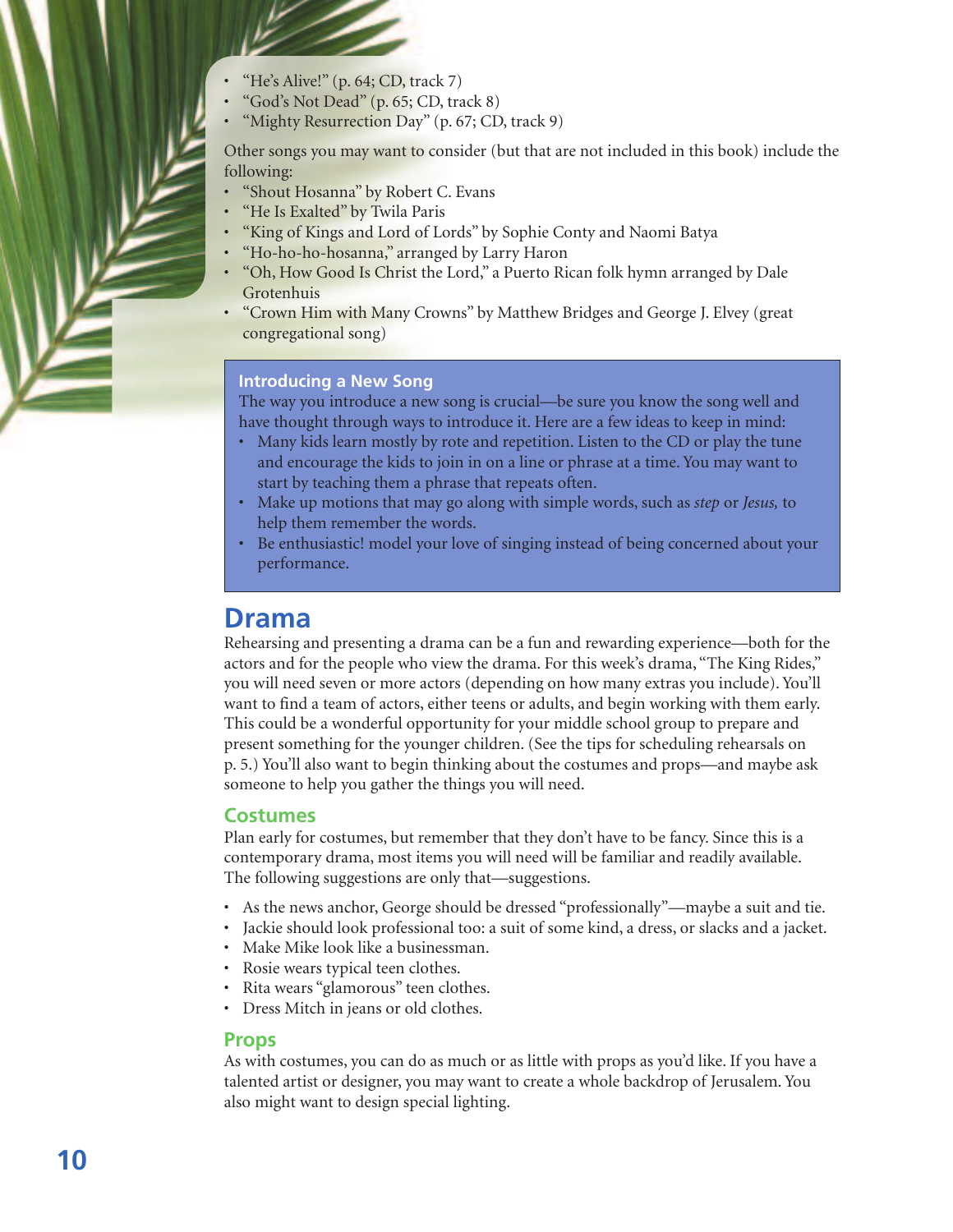- "He's Alive!" (p. 64; CD, track 7)
- "God's Not Dead" (p. 65; CD, track 8)
- "Mighty Resurrection Day" (p. 67; CD, track 9)

Other songs you may want to consider (but that are not included in this book) include the following:

- "Shout Hosanna" by Robert C. Evans
- "He Is Exalted" by Twila Paris
- "King of Kings and Lord of Lords" by Sophie Conty and Naomi Batya
- "Ho-ho-ho-hosanna," arranged by Larry Haron
- "Oh, How Good Is Christ the Lord," a Puerto Rican folk hymn arranged by Dale Grotenhuis
- "Crown Him with Many Crowns" by Matthew Bridges and George J. Elvey (great congregational song)

### Introducing a New Song

The way you introduce a new song is crucial—be sure you know the song well and have thought through ways to introduce it. Here are a few ideas to keep in mind:

- Many kids learn mostly by rote and repetition. Listen to the CD or play the tune and encourage the kids to join in on a line or phrase at a time. You may want to start by teaching them a phrase that repeats often.
- Make up motions that may go along with simple words, such as *step* or *Jesus,* to help them remember the words.
- Be enthusiastic! model your love of singing instead of being concerned about your performance.

## Drama

Rehearsing and presenting a drama can be a fun and rewarding experience—both for the actors and for the people who view the drama. For this week's drama, "The King Rides," you will need seven or more actors (depending on how many extras you include). You'll want to find a team of actors, either teens or adults, and begin working with them early. This could be a wonderful opportunity for your middle school group to prepare and present something for the younger children. (See the tips for scheduling rehearsals on p. 5.) You'll also want to begin thinking about the costumes and props—and maybe ask someone to help you gather the things you will need.

### Costumes

Plan early for costumes, but remember that they don't have to be fancy. Since this is a contemporary drama, most items you will need will be familiar and readily available. The following suggestions are only that—suggestions.

- As the news anchor, George should be dressed "professionally"—maybe a suit and tie.
- Jackie should look professional too: a suit of some kind, a dress, or slacks and a jacket.
- Make Mike look like a businessman.
- Rosie wears typical teen clothes.
- Rita wears "glamorous" teen clothes.
- Dress Mitch in jeans or old clothes.

### Props

As with costumes, you can do as much or as little with props as you'd like. If you have a talented artist or designer, you may want to create a whole backdrop of Jerusalem. You also might want to design special lighting.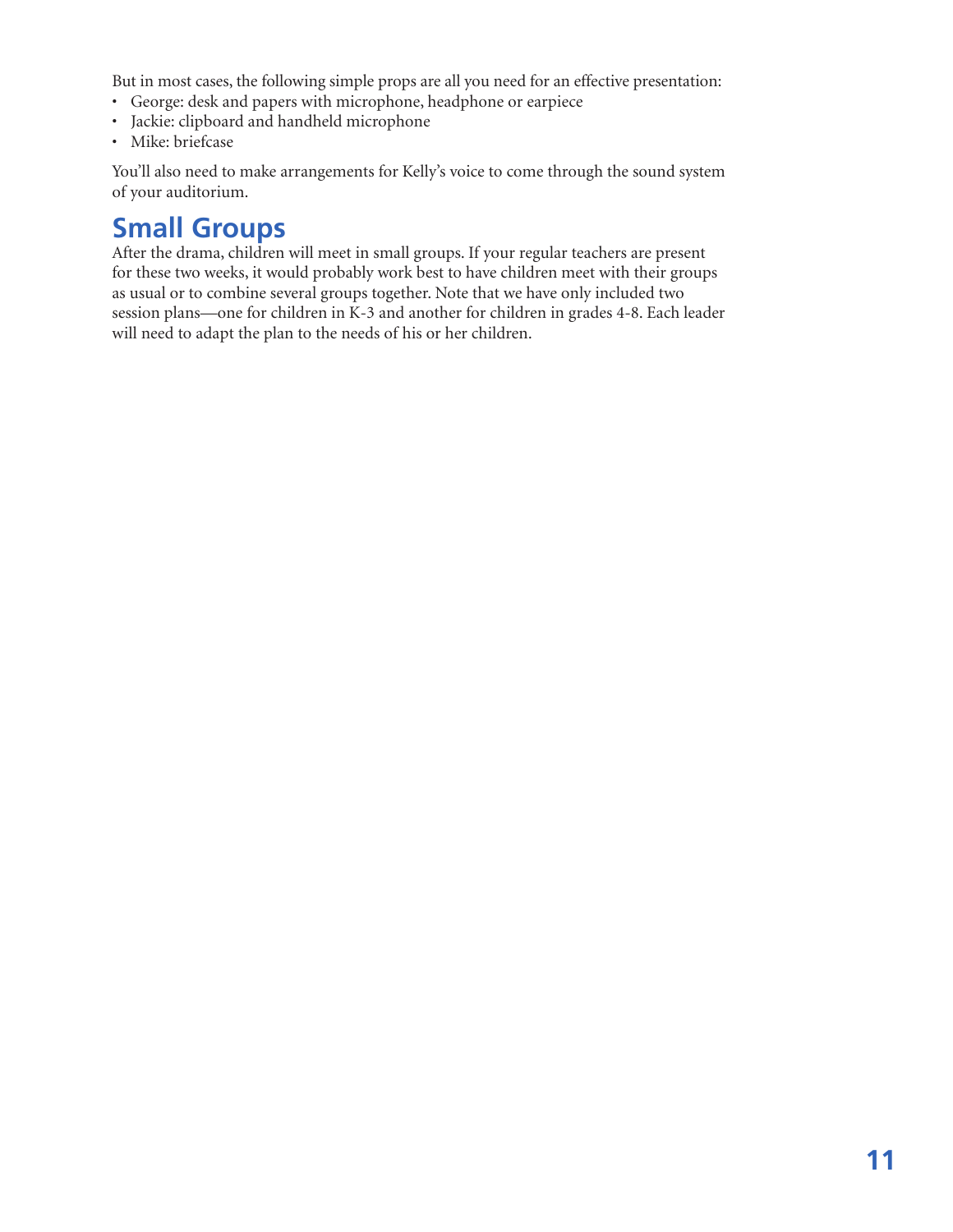But in most cases, the following simple props are all you need for an effective presentation:

- George: desk and papers with microphone, headphone or earpiece
- Jackie: clipboard and handheld microphone
- Mike: briefcase

You'll also need to make arrangements for Kelly's voice to come through the sound system of your auditorium.

## Small Groups

After the drama, children will meet in small groups. If your regular teachers are present for these two weeks, it would probably work best to have children meet with their groups as usual or to combine several groups together. Note that we have only included two session plans—one for children in K-3 and another for children in grades 4-8. Each leader will need to adapt the plan to the needs of his or her children.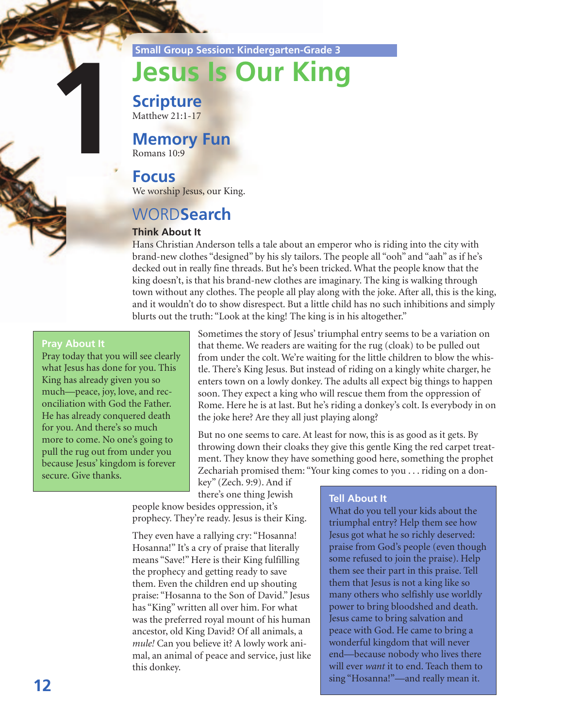Small Group Session: Kindergarten-Grade 3

# 1 Jesus Is Our King

## Scripture
Matthew 21:1-17

## Memory Fun
Romans 10:9

## Focus
We worship Jesus, our King.

## WORDSearch

### Think About It

Hans Christian Anderson tells a tale about an emperor who is riding into the city with brand-new clothes "designed" by his sly tailors. The people all "ooh" and "aah" as if he's decked out in really fine threads. But he's been tricked. What the people know that the king doesn't, is that his brand-new clothes are imaginary. The king is walking through town without any clothes. The people all play along with the joke. After all, this is the king, and it wouldn't do to show disrespect. But a little child has no such inhibitions and simply blurts out the truth: "Look at the king! The king is in his altogether."

Sometimes the story of Jesus' triumphal entry seems to be a variation on that theme. We readers are waiting for the rug (cloak) to be pulled out from under the colt. We're waiting for the little children to blow the whistle. There's King Jesus. But instead of riding on a kingly white charger, he enters town on a lowly donkey. The adults all expect big things to happen soon. They expect a king who will rescue them from the oppression of Rome. Here he is at last. But he's riding a donkey's colt. Is everybody in on the joke here? Are they all just playing along?

But no one seems to care. At least for now, this is as good as it gets. By throwing down their cloaks they give this gentle King the red carpet treatment. They know they have something good here, something the prophet Zechariah promised them: "Your king comes to you . . . riding on a donkey" (Zech. 9:9). And if there's one thing Jewish people know besides oppression, it's prophecy. They're ready. Jesus is their King.

They even have a rallying cry: "Hosanna! Hosanna!" It's a cry of praise that literally means "Save!" Here is their King fulfilling the prophecy and getting ready to save them. Even the children end up shouting praise: "Hosanna to the Son of David." Jesus has "King" written all over him. For what was the preferred royal mount of his human ancestor, old King David? Of all animals, a *mule!* Can you believe it? A lowly work animal, an animal of peace and service, just like this donkey.

### Pray About It

Pray today that you will see clearly what Jesus has done for you. This King has already given you so much—peace, joy, love, and reconciliation with God the Father. He has already conquered death for you. And there's so much more to come. No one's going to pull the rug out from under you because Jesus' kingdom is forever secure. Give thanks.

### Tell About It

What do you tell your kids about the triumphal entry? Help them see how Jesus got what he so richly deserved: praise from God's people (even though some refused to join the praise). Help them see their part in this praise. Tell them that Jesus is not a king like so many others who selfishly use worldly power to bring bloodshed and death. Jesus came to bring salvation and peace with God. He came to bring a wonderful kingdom that will never end—because nobody who lives there will ever *want* it to end. Teach them to sing "Hosanna!"—and really mean it.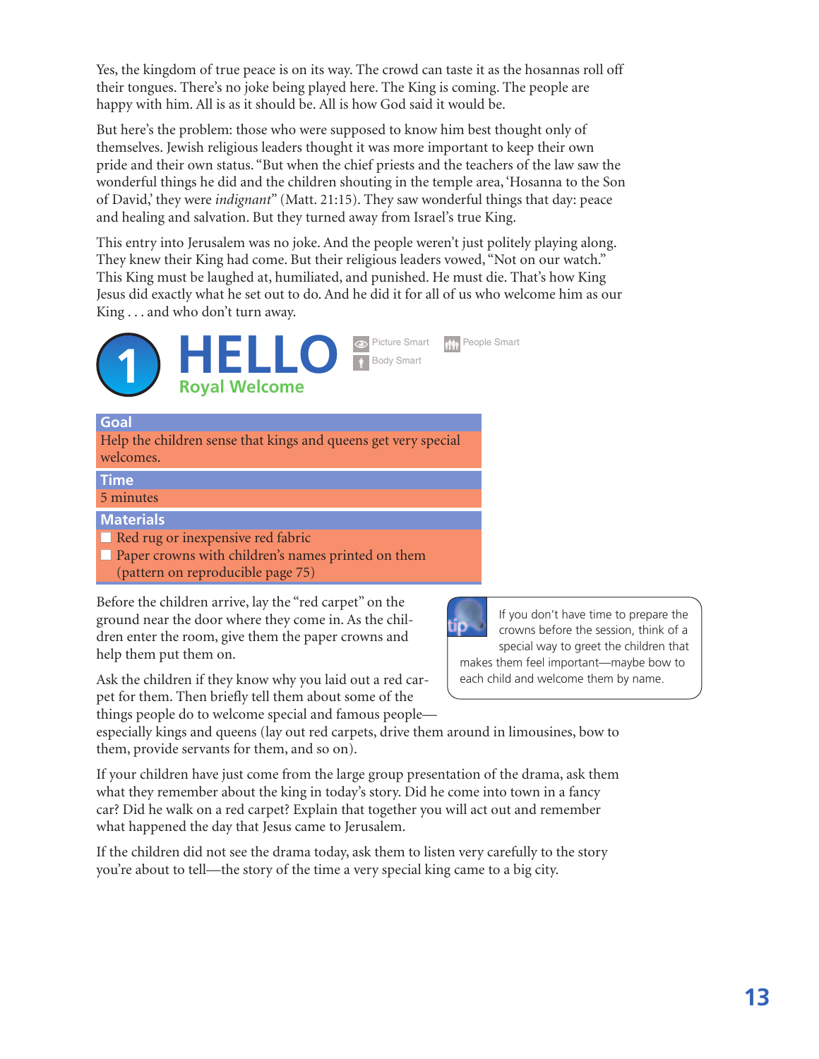Yes, the kingdom of true peace is on its way. The crowd can taste it as the hosannas roll off their tongues. There's no joke being played here. The King is coming. The people are happy with him. All is as it should be. All is how God said it would be.

But here's the problem: those who were supposed to know him best thought only of themselves. Jewish religious leaders thought it was more important to keep their own pride and their own status. "But when the chief priests and the teachers of the law saw the wonderful things he did and the children shouting in the temple area, 'Hosanna to the Son of David,' they were *indignant*" (Matt. 21:15). They saw wonderful things that day: peace and healing and salvation. But they turned away from Israel's true King.

This entry into Jerusalem was no joke. And the people weren't just politely playing along. They knew their King had come. But their religious leaders vowed, "Not on our watch." This King must be laughed at, humiliated, and punished. He must die. That's how King Jesus did exactly what he set out to do. And he did it for all of us who welcome him as our King . . . and who don't turn away.

# 1 HELLO

## Royal Welcome

Picture Smart · People Smart · Body Smart

**Goal**

Help the children sense that kings and queens get very special welcomes.

**Time**

5 minutes

**Materials**

- Red rug or inexpensive red fabric
- Paper crowns with children's names printed on them (pattern on reproducible page 75)

Before the children arrive, lay the "red carpet" on the ground near the door where they come in. As the children enter the room, give them the paper crowns and help them put them on.

Ask the children if they know why you laid out a red carpet for them. Then briefly tell them about some of the things people do to welcome special and famous people—especially kings and queens (lay out red carpets, drive them around in limousines, bow to them, provide servants for them, and so on).

> **tip** If you don't have time to prepare the crowns before the session, think of a special way to greet the children that makes them feel important—maybe bow to each child and welcome them by name.

If your children have just come from the large group presentation of the drama, ask them what they remember about the king in today's story. Did he come into town in a fancy car? Did he walk on a red carpet? Explain that together you will act out and remember what happened the day that Jesus came to Jerusalem.

If the children did not see the drama today, ask them to listen very carefully to the story you're about to tell—the story of the time a very special king came to a big city.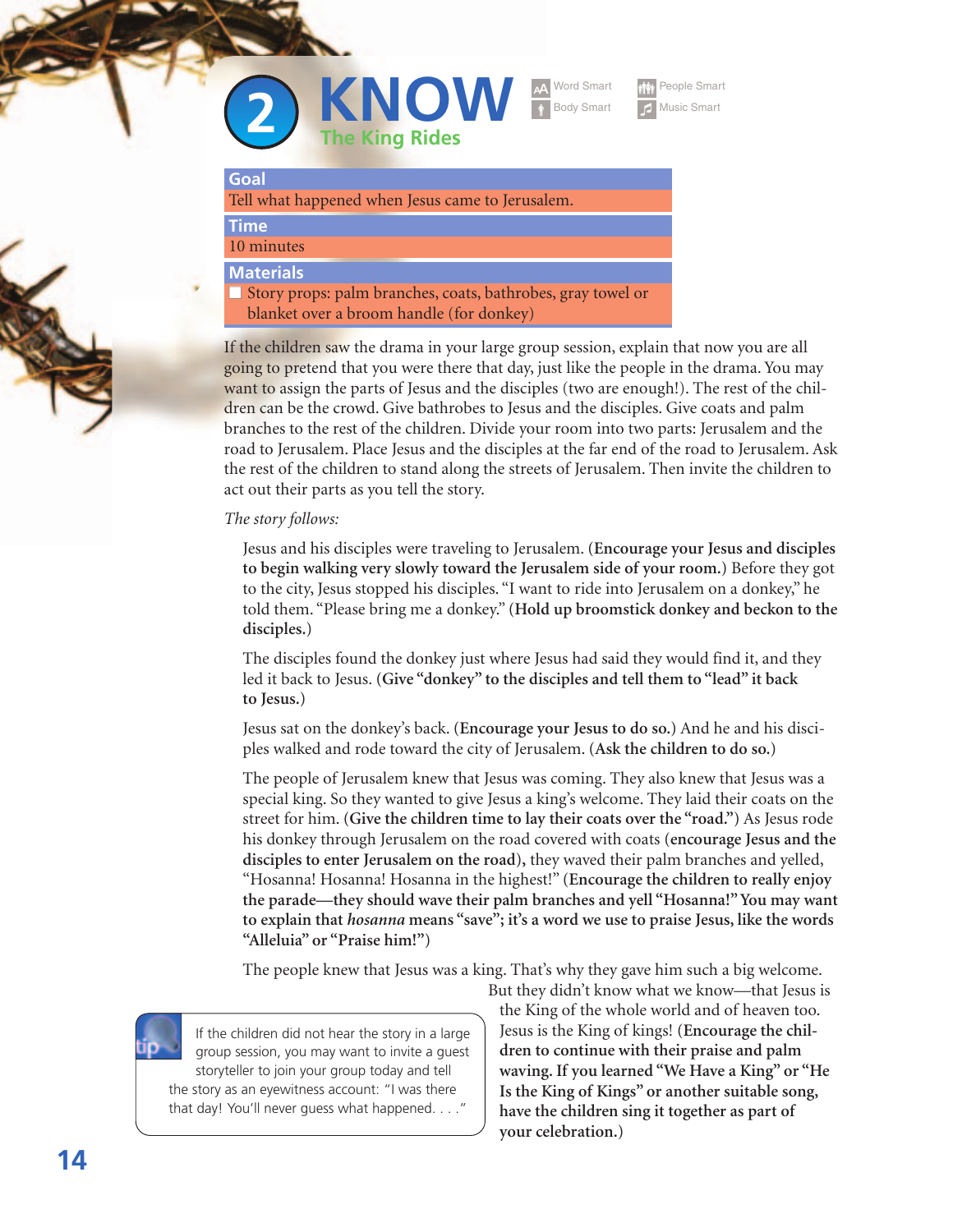# 2 KNOW

## The King Rides

Word Smart | People Smart | Body Smart | Music Smart

**Goal**

Tell what happened when Jesus came to Jerusalem.

**Time**

10 minutes

**Materials**

- ☐ Story props: palm branches, coats, bathrobes, gray towel or blanket over a broom handle (for donkey)

If the children saw the drama in your large group session, explain that now you are all going to pretend that you were there that day, just like the people in the drama. You may want to assign the parts of Jesus and the disciples (two are enough!). The rest of the children can be the crowd. Give bathrobes to Jesus and the disciples. Give coats and palm branches to the rest of the children. Divide your room into two parts: Jerusalem and the road to Jerusalem. Place Jesus and the disciples at the far end of the road to Jerusalem. Ask the rest of the children to stand along the streets of Jerusalem. Then invite the children to act out their parts as you tell the story.

*The story follows:*

Jesus and his disciples were traveling to Jerusalem. (**Encourage your Jesus and disciples to begin walking very slowly toward the Jerusalem side of your room.**) Before they got to the city, Jesus stopped his disciples. "I want to ride into Jerusalem on a donkey," he told them. "Please bring me a donkey." (**Hold up broomstick donkey and beckon to the disciples.**)

The disciples found the donkey just where Jesus had said they would find it, and they led it back to Jesus. (**Give "donkey" to the disciples and tell them to "lead" it back to Jesus.**)

Jesus sat on the donkey's back. (**Encourage your Jesus to do so.**) And he and his disciples walked and rode toward the city of Jerusalem. (**Ask the children to do so.**)

The people of Jerusalem knew that Jesus was coming. They also knew that Jesus was a special king. So they wanted to give Jesus a king's welcome. They laid their coats on the street for him. (**Give the children time to lay their coats over the "road."**) As Jesus rode his donkey through Jerusalem on the road covered with coats (**encourage Jesus and the disciples to enter Jerusalem on the road**), they waved their palm branches and yelled, "Hosanna! Hosanna! Hosanna in the highest!" (**Encourage the children to really enjoy the parade—they should wave their palm branches and yell "Hosanna!" You may want to explain that *hosanna* means "save"; it's a word we use to praise Jesus, like the words "Alleluia" or "Praise him!"**)

The people knew that Jesus was a king. That's why they gave him such a big welcome. But they didn't know what we know—that Jesus is the King of the whole world and of heaven too. Jesus is the King of kings! (**Encourage the children to continue with their praise and palm waving. If you learned "We Have a King" or "He Is the King of Kings" or another suitable song, have the children sing it together as part of your celebration.**)

> **tip** If the children did not hear the story in a large group session, you may want to invite a guest storyteller to join your group today and tell the story as an eyewitness account: "I was there that day! You'll never guess what happened. . . ."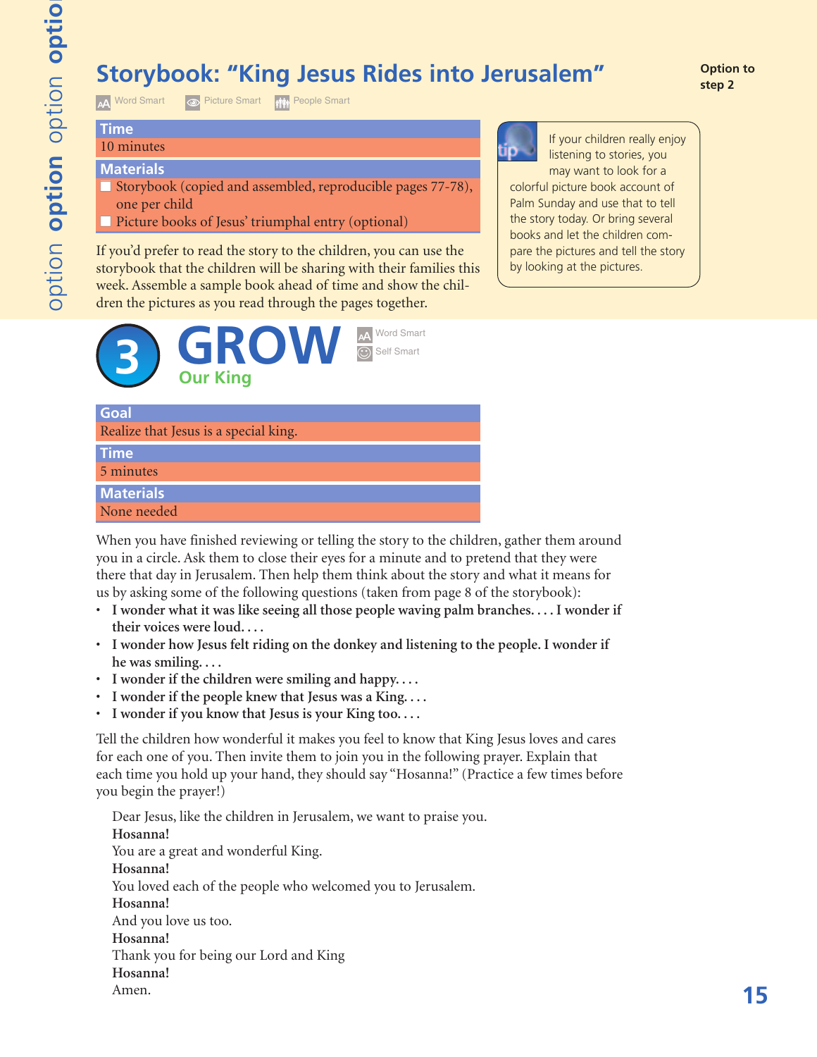## Storybook: "King Jesus Rides into Jerusalem"

Option to step 2

Word Smart · Picture Smart · People Smart

**Time**
10 minutes

**Materials**
- ☐ Storybook (copied and assembled, reproducible pages 77-78), one per child
- ☐ Picture books of Jesus' triumphal entry (optional)

If you'd prefer to read the story to the children, you can use the storybook that the children will be sharing with their families this week. Assemble a sample book ahead of time and show the children the pictures as you read through the pages together.

> **tip** If your children really enjoy listening to stories, you may want to look for a colorful picture book account of Palm Sunday and use that to tell the story today. Or bring several books and let the children compare the pictures and tell the story by looking at the pictures.

# 3 GROW

### Our King

Word Smart · Self Smart

**Goal**
Realize that Jesus is a special king.

**Time**
5 minutes

**Materials**
None needed

When you have finished reviewing or telling the story to the children, gather them around you in a circle. Ask them to close their eyes for a minute and to pretend that they were there that day in Jerusalem. Then help them think about the story and what it means for us by asking some of the following questions (taken from page 8 of the storybook):

- **I wonder what it was like seeing all those people waving palm branches. . . . I wonder if their voices were loud. . . .**
- **I wonder how Jesus felt riding on the donkey and listening to the people. I wonder if he was smiling. . . .**
- **I wonder if the children were smiling and happy. . . .**
- **I wonder if the people knew that Jesus was a King. . . .**
- **I wonder if you know that Jesus is your King too. . . .**

Tell the children how wonderful it makes you feel to know that King Jesus loves and cares for each one of you. Then invite them to join you in the following prayer. Explain that each time you hold up your hand, they should say "Hosanna!" (Practice a few times before you begin the prayer!)

> Dear Jesus, like the children in Jerusalem, we want to praise you.
> **Hosanna!**
> You are a great and wonderful King.
> **Hosanna!**
> You loved each of the people who welcomed you to Jerusalem.
> **Hosanna!**
> And you love us too.
> **Hosanna!**
> Thank you for being our Lord and King
> **Hosanna!**
> Amen.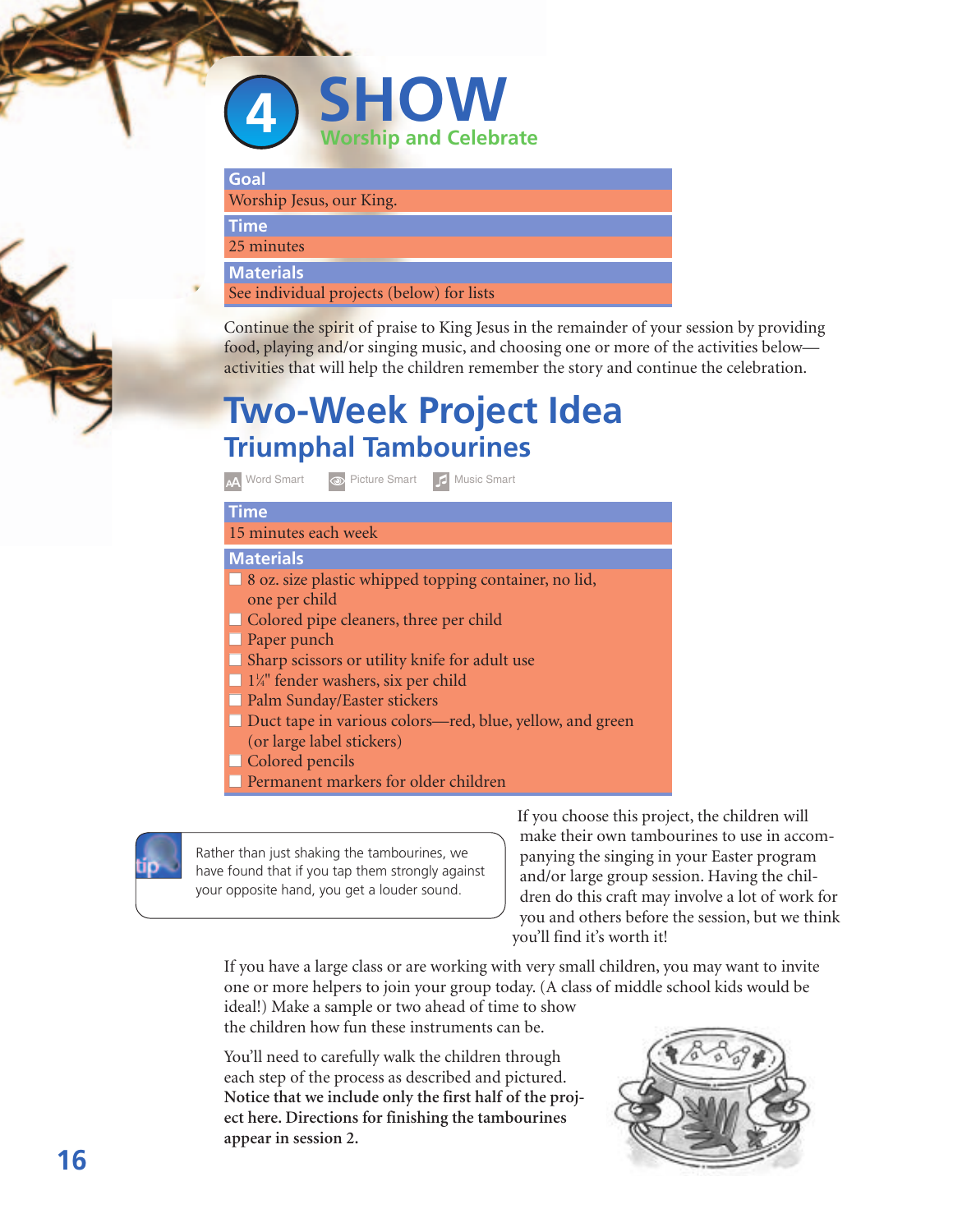# 4 SHOW

## Worship and Celebrate

| Goal |
|---|
| Worship Jesus, our King. |
| **Time** |
| 25 minutes |
| **Materials** |
| See individual projects (below) for lists |

Continue the spirit of praise to King Jesus in the remainder of your session by providing food, playing and/or singing music, and choosing one or more of the activities below—activities that will help the children remember the story and continue the celebration.

# Two-Week Project Idea

## Triumphal Tambourines

Word Smart Picture Smart Music Smart

| Time |
|---|
| 15 minutes each week |

**Materials**

- 8 oz. size plastic whipped topping container, no lid, one per child
- Colored pipe cleaners, three per child
- Paper punch
- Sharp scissors or utility knife for adult use
- 1¼" fender washers, six per child
- Palm Sunday/Easter stickers
- Duct tape in various colors—red, blue, yellow, and green (or large label stickers)
- Colored pencils
- Permanent markers for older children

**tip:** Rather than just shaking the tambourines, we have found that if you tap them strongly against your opposite hand, you get a louder sound.

If you choose this project, the children will make their own tambourines to use in accompanying the singing in your Easter program and/or large group session. Having the children do this craft may involve a lot of work for you and others before the session, but we think you'll find it's worth it!

If you have a large class or are working with very small children, you may want to invite one or more helpers to join your group today. (A class of middle school kids would be ideal!) Make a sample or two ahead of time to show the children how fun these instruments can be.

You'll need to carefully walk the children through each step of the process as described and pictured. **Notice that we include only the first half of the project here. Directions for finishing the tambourines appear in session 2.**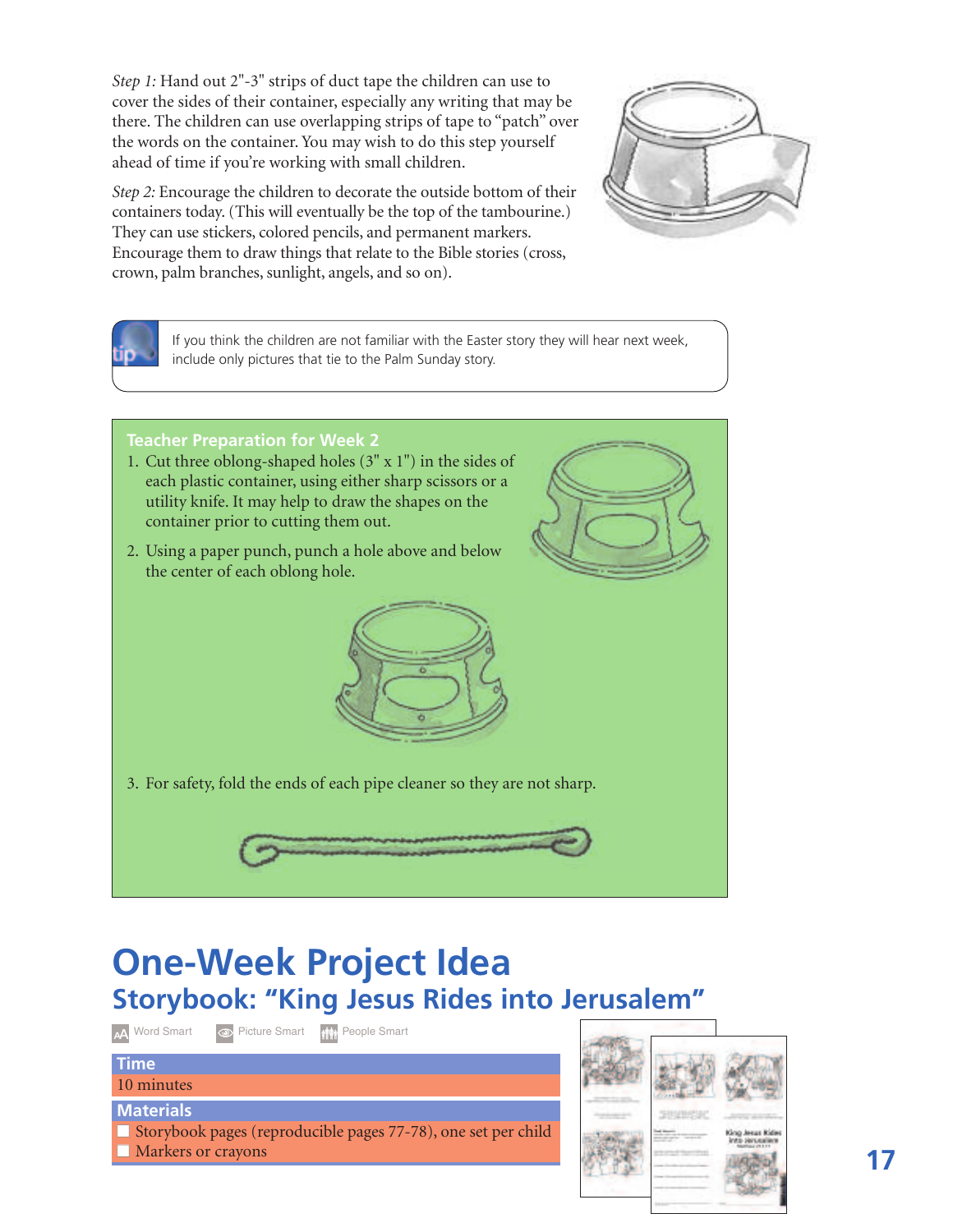*Step 1:* Hand out 2"-3" strips of duct tape the children can use to cover the sides of their container, especially any writing that may be there. The children can use overlapping strips of tape to "patch" over the words on the container. You may wish to do this step yourself ahead of time if you're working with small children.

*Step 2:* Encourage the children to decorate the outside bottom of their containers today. (This will eventually be the top of the tambourine.) They can use stickers, colored pencils, and permanent markers. Encourage them to draw things that relate to the Bible stories (cross, crown, palm branches, sunlight, angels, and so on).

> **tip** If you think the children are not familiar with the Easter story they will hear next week, include only pictures that tie to the Palm Sunday story.

**Teacher Preparation for Week 2**

1. Cut three oblong-shaped holes (3" x 1") in the sides of each plastic container, using either sharp scissors or a utility knife. It may help to draw the shapes on the container prior to cutting them out.
2. Using a paper punch, punch a hole above and below the center of each oblong hole.
3. For safety, fold the ends of each pipe cleaner so they are not sharp.

# One-Week Project Idea

## Storybook: "King Jesus Rides into Jerusalem"

Word Smart | Picture Smart | People Smart

| Time |
| --- |
| 10 minutes |

| Materials |
| --- |
| ☐ Storybook pages (reproducible pages 77-78), one set per child |
| ☐ Markers or crayons |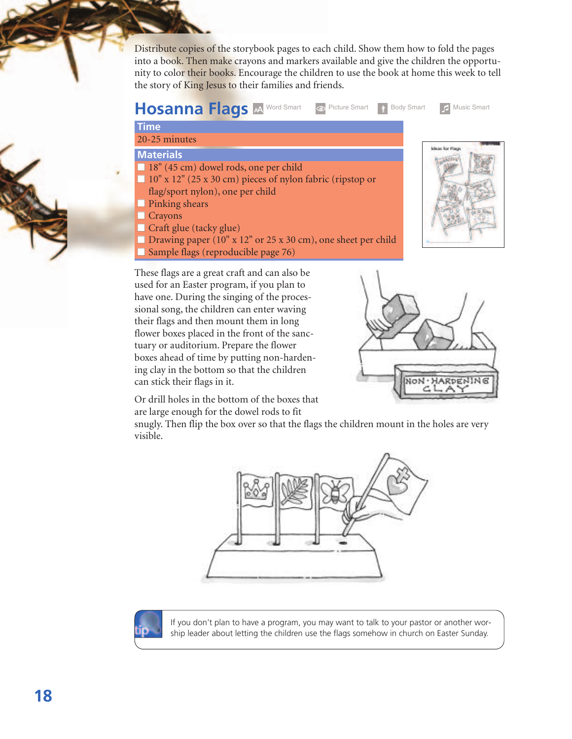Distribute copies of the storybook pages to each child. Show them how to fold the pages into a book. Then make crayons and markers available and give the children the opportunity to color their books. Encourage the children to use the book at home this week to tell the story of King Jesus to their families and friends.

## Hosanna Flags

Word Smart · Picture Smart · Body Smart · Music Smart

**Time**

20-25 minutes

**Materials**

- 18" (45 cm) dowel rods, one per child
- 10" x 12" (25 x 30 cm) pieces of nylon fabric (ripstop or flag/sport nylon), one per child
- Pinking shears
- Crayons
- Craft glue (tacky glue)
- Drawing paper (10" x 12" or 25 x 30 cm), one sheet per child
- Sample flags (reproducible page 76)

These flags are a great craft and can also be used for an Easter program, if you plan to have one. During the singing of the processional song, the children can enter waving their flags and then mount them in long flower boxes placed in the front of the sanctuary or auditorium. Prepare the flower boxes ahead of time by putting non-hardening clay in the bottom so that the children can stick their flags in it.

Or drill holes in the bottom of the boxes that are large enough for the dowel rods to fit snugly. Then flip the box over so that the flags the children mount in the holes are very visible.

**tip** If you don't plan to have a program, you may want to talk to your pastor or another worship leader about letting the children use the flags somehow in church on Easter Sunday.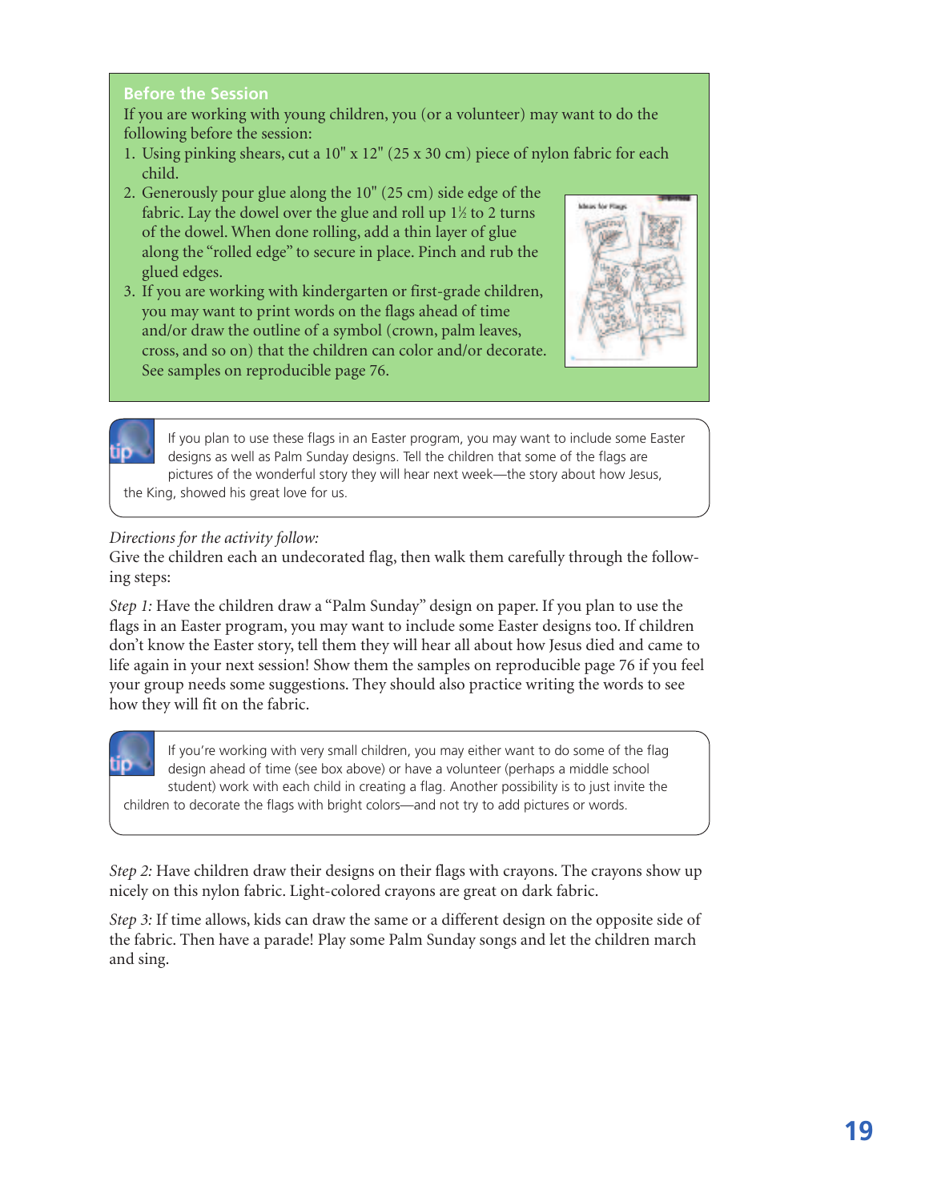### Before the Session

If you are working with young children, you (or a volunteer) may want to do the following before the session:

1. Using pinking shears, cut a 10" x 12" (25 x 30 cm) piece of nylon fabric for each child.
2. Generously pour glue along the 10" (25 cm) side edge of the fabric. Lay the dowel over the glue and roll up 1½ to 2 turns of the dowel. When done rolling, add a thin layer of glue along the "rolled edge" to secure in place. Pinch and rub the glued edges.
3. If you are working with kindergarten or first-grade children, you may want to print words on the flags ahead of time and/or draw the outline of a symbol (crown, palm leaves, cross, and so on) that the children can color and/or decorate. See samples on reproducible page 76.

**tip** If you plan to use these flags in an Easter program, you may want to include some Easter designs as well as Palm Sunday designs. Tell the children that some of the flags are pictures of the wonderful story they will hear next week—the story about how Jesus, the King, showed his great love for us.

*Directions for the activity follow:*

Give the children each an undecorated flag, then walk them carefully through the following steps:

*Step 1:* Have the children draw a "Palm Sunday" design on paper. If you plan to use the flags in an Easter program, you may want to include some Easter designs too. If children don't know the Easter story, tell them they will hear all about how Jesus died and came to life again in your next session! Show them the samples on reproducible page 76 if you feel your group needs some suggestions. They should also practice writing the words to see how they will fit on the fabric.

**tip** If you're working with very small children, you may either want to do some of the flag design ahead of time (see box above) or have a volunteer (perhaps a middle school student) work with each child in creating a flag. Another possibility is to just invite the children to decorate the flags with bright colors—and not try to add pictures or words.

*Step 2:* Have children draw their designs on their flags with crayons. The crayons show up nicely on this nylon fabric. Light-colored crayons are great on dark fabric.

*Step 3:* If time allows, kids can draw the same or a different design on the opposite side of the fabric. Then have a parade! Play some Palm Sunday songs and let the children march and sing.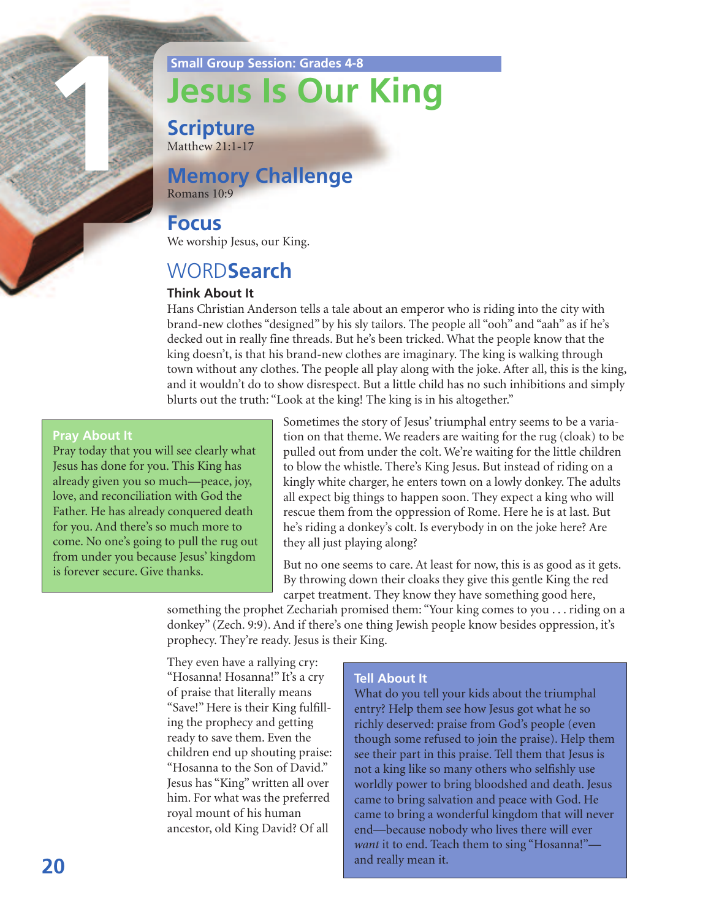Small Group Session: Grades 4-8

# Jesus Is Our King

## Scripture
Matthew 21:1-17

## Memory Challenge
Romans 10:9

## Focus
We worship Jesus, our King.

## WORDSearch

### Think About It

Hans Christian Anderson tells a tale about an emperor who is riding into the city with brand-new clothes "designed" by his sly tailors. The people all "ooh" and "aah" as if he's decked out in really fine threads. But he's been tricked. What the people know that the king doesn't, is that his brand-new clothes are imaginary. The king is walking through town without any clothes. The people all play along with the joke. After all, this is the king, and it wouldn't do to show disrespect. But a little child has no such inhibitions and simply blurts out the truth: "Look at the king! The king is in his altogether."

Sometimes the story of Jesus' triumphal entry seems to be a variation on that theme. We readers are waiting for the rug (cloak) to be pulled out from under the colt. We're waiting for the little children to blow the whistle. There's King Jesus. But instead of riding on a kingly white charger, he enters town on a lowly donkey. The adults all expect big things to happen soon. They expect a king who will rescue them from the oppression of Rome. Here he is at last. But he's riding a donkey's colt. Is everybody in on the joke here? Are they all just playing along?

But no one seems to care. At least for now, this is as good as it gets. By throwing down their cloaks they give this gentle King the red carpet treatment. They know they have something good here, something the prophet Zechariah promised them: "Your king comes to you . . . riding on a donkey" (Zech. 9:9). And if there's one thing Jewish people know besides oppression, it's prophecy. They're ready. Jesus is their King.

They even have a rallying cry: "Hosanna! Hosanna!" It's a cry of praise that literally means "Save!" Here is their King fulfilling the prophecy and getting ready to save them. Even the children end up shouting praise: "Hosanna to the Son of David." Jesus has "King" written all over him. For what was the preferred royal mount of his human ancestor, old King David? Of all

### Pray About It

Pray today that you will see clearly what Jesus has done for you. This King has already given you so much—peace, joy, love, and reconciliation with God the Father. He has already conquered death for you. And there's so much more to come. No one's going to pull the rug out from under you because Jesus' kingdom is forever secure. Give thanks.

### Tell About It

What do you tell your kids about the triumphal entry? Help them see how Jesus got what he so richly deserved: praise from God's people (even though some refused to join the praise). Help them see their part in this praise. Tell them that Jesus is not a king like so many others who selfishly use worldly power to bring bloodshed and death. Jesus came to bring salvation and peace with God. He came to bring a wonderful kingdom that will never end—because nobody who lives there will ever *want* it to end. Teach them to sing "Hosanna!"—and really mean it.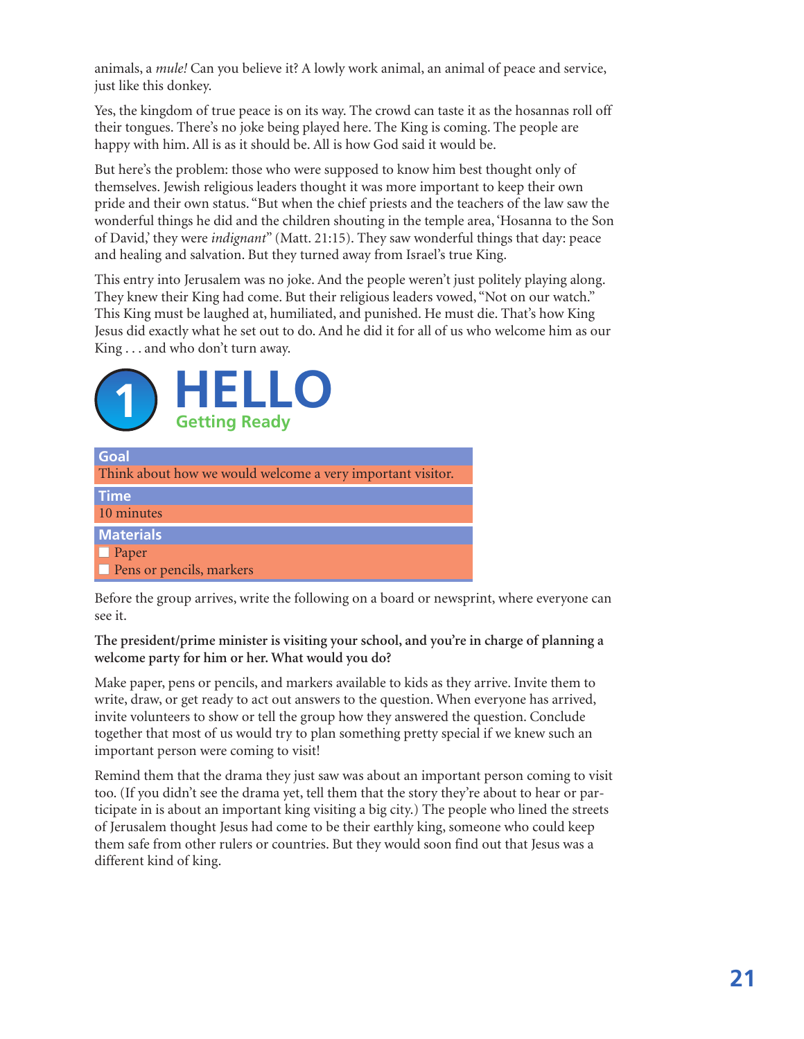animals, a *mule!* Can you believe it? A lowly work animal, an animal of peace and service, just like this donkey.

Yes, the kingdom of true peace is on its way. The crowd can taste it as the hosannas roll off their tongues. There's no joke being played here. The King is coming. The people are happy with him. All is as it should be. All is how God said it would be.

But here's the problem: those who were supposed to know him best thought only of themselves. Jewish religious leaders thought it was more important to keep their own pride and their own status. "But when the chief priests and the teachers of the law saw the wonderful things he did and the children shouting in the temple area, 'Hosanna to the Son of David,' they were *indignant*" (Matt. 21:15). They saw wonderful things that day: peace and healing and salvation. But they turned away from Israel's true King.

This entry into Jerusalem was no joke. And the people weren't just politely playing along. They knew their King had come. But their religious leaders vowed, "Not on our watch." This King must be laughed at, humiliated, and punished. He must die. That's how King Jesus did exactly what he set out to do. And he did it for all of us who welcome him as our King . . . and who don't turn away.

# 1 HELLO

## Getting Ready

**Goal**

Think about how we would welcome a very important visitor.

**Time**

10 minutes

**Materials**

- ☐ Paper
- ☐ Pens or pencils, markers

Before the group arrives, write the following on a board or newsprint, where everyone can see it.

**The president/prime minister is visiting your school, and you're in charge of planning a welcome party for him or her. What would you do?**

Make paper, pens or pencils, and markers available to kids as they arrive. Invite them to write, draw, or get ready to act out answers to the question. When everyone has arrived, invite volunteers to show or tell the group how they answered the question. Conclude together that most of us would try to plan something pretty special if we knew such an important person were coming to visit!

Remind them that the drama they just saw was about an important person coming to visit too. (If you didn't see the drama yet, tell them that the story they're about to hear or participate in is about an important king visiting a big city.) The people who lined the streets of Jerusalem thought Jesus had come to be their earthly king, someone who could keep them safe from other rulers or countries. But they would soon find out that Jesus was a different kind of king.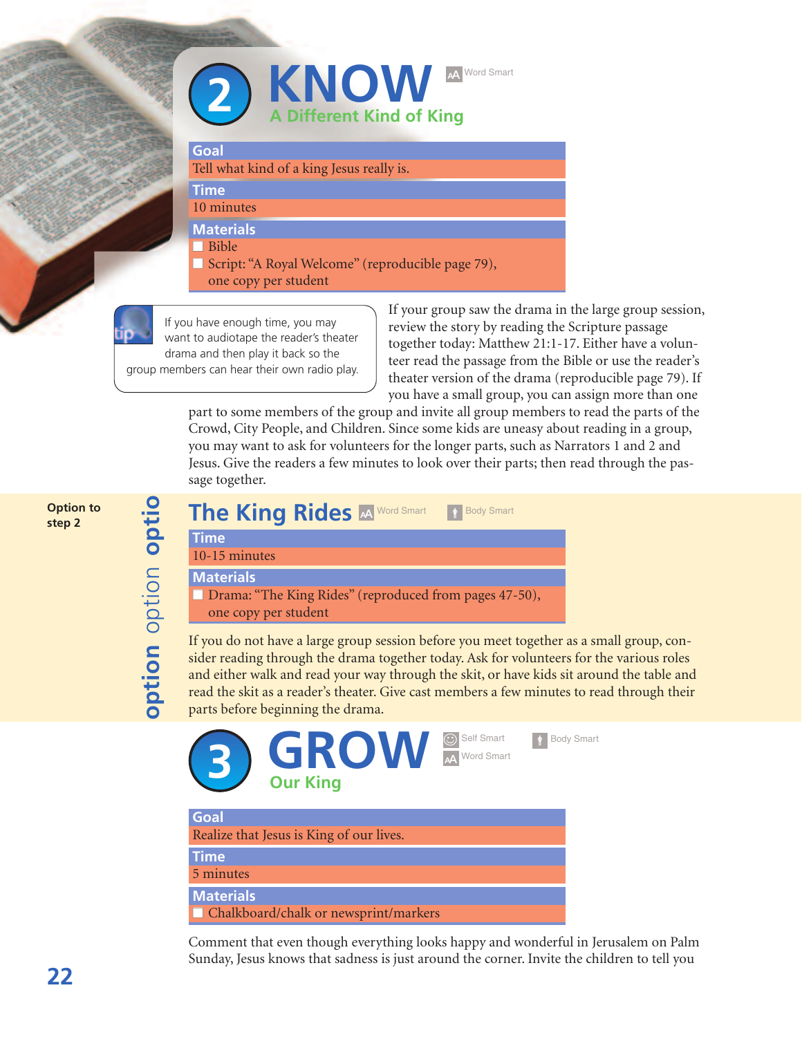## 2 KNOW

Word Smart

### A Different Kind of King

**Goal**

Tell what kind of a king Jesus really is.

**Time**

10 minutes

**Materials**

- Bible
- Script: "A Royal Welcome" (reproducible page 79), one copy per student

> **tip** If you have enough time, you may want to audiotape the reader's theater drama and then play it back so the group members can hear their own radio play.

If your group saw the drama in the large group session, review the story by reading the Scripture passage together today: Matthew 21:1-17. Either have a volunteer read the passage from the Bible or use the reader's theater version of the drama (reproducible page 79). If you have a small group, you can assign more than one part to some members of the group and invite all group members to read the parts of the Crowd, City People, and Children. Since some kids are uneasy about reading in a group, you may want to ask for volunteers for the longer parts, such as Narrators 1 and 2 and Jesus. Give the readers a few minutes to look over their parts; then read through the passage together.

**Option to step 2**

### The King Rides

Word Smart · Body Smart

**Time**

10-15 minutes

**Materials**

- Drama: "The King Rides" (reproduced from pages 47-50), one copy per student

If you do not have a large group session before you meet together as a small group, consider reading through the drama together today. Ask for volunteers for the various roles and either walk and read your way through the skit, or have kids sit around the table and read the skit as a reader's theater. Give cast members a few minutes to read through their parts before beginning the drama.

## 3 GROW

Self Smart · Body Smart · Word Smart

### Our King

**Goal**

Realize that Jesus is King of our lives.

**Time**

5 minutes

**Materials**

- Chalkboard/chalk or newsprint/markers

Comment that even though everything looks happy and wonderful in Jerusalem on Palm Sunday, Jesus knows that sadness is just around the corner. Invite the children to tell you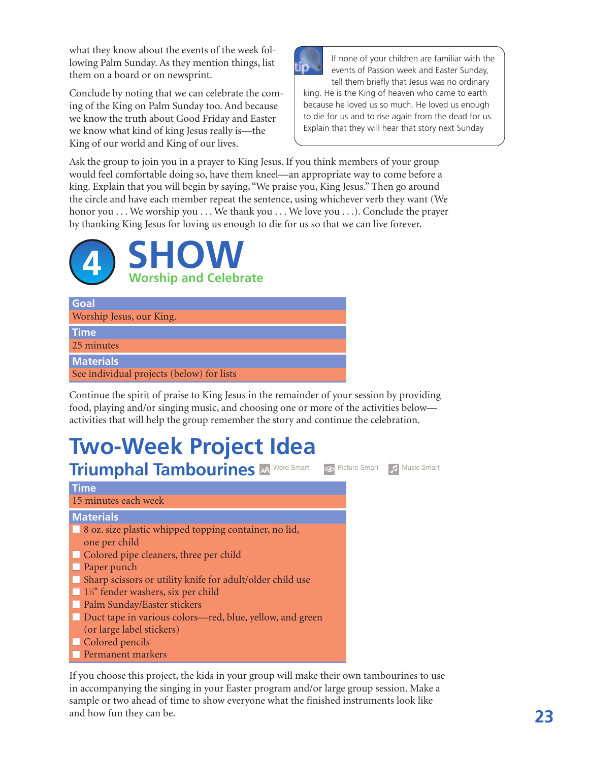what they know about the events of the week following Palm Sunday. As they mention things, list them on a board or on newsprint.

Conclude by noting that we can celebrate the coming of the King on Palm Sunday too. And because we know the truth about Good Friday and Easter we know what kind of king Jesus really is—the King of our world and King of our lives.

> **tip** If none of your children are familiar with the events of Passion week and Easter Sunday, tell them briefly that Jesus was no ordinary king. He is the King of heaven who came to earth because he loved us so much. He loved us enough to die for us and to rise again from the dead for us. Explain that they will hear that story next Sunday

Ask the group to join you in a prayer to King Jesus. If you think members of your group would feel comfortable doing so, have them kneel—an appropriate way to come before a king. Explain that you will begin by saying, "We praise you, King Jesus." Then go around the circle and have each member repeat the sentence, using whichever verb they want (We honor you . . . We worship you . . . We thank you . . . We love you . . .). Conclude the prayer by thanking King Jesus for loving us enough to die for us so that we can live forever.

# 4 SHOW

## Worship and Celebrate

**Goal**
Worship Jesus, our King.

**Time**
25 minutes

**Materials**
See individual projects (below) for lists

Continue the spirit of praise to King Jesus in the remainder of your session by providing food, playing and/or singing music, and choosing one or more of the activities below—activities that will help the group remember the story and continue the celebration.

# Two-Week Project Idea

## Triumphal Tambourines

Word Smart | Picture Smart | Music Smart

**Time**
15 minutes each week

**Materials**
- ☐ 8 oz. size plastic whipped topping container, no lid, one per child
- ☐ Colored pipe cleaners, three per child
- ☐ Paper punch
- ☐ Sharp scissors or utility knife for adult/older child use
- ☐ 1¼" fender washers, six per child
- ☐ Palm Sunday/Easter stickers
- ☐ Duct tape in various colors—red, blue, yellow, and green (or large label stickers)
- ☐ Colored pencils
- ☐ Permanent markers

If you choose this project, the kids in your group will make their own tambourines to use in accompanying the singing in your Easter program and/or large group session. Make a sample or two ahead of time to show everyone what the finished instruments look like and how fun they can be.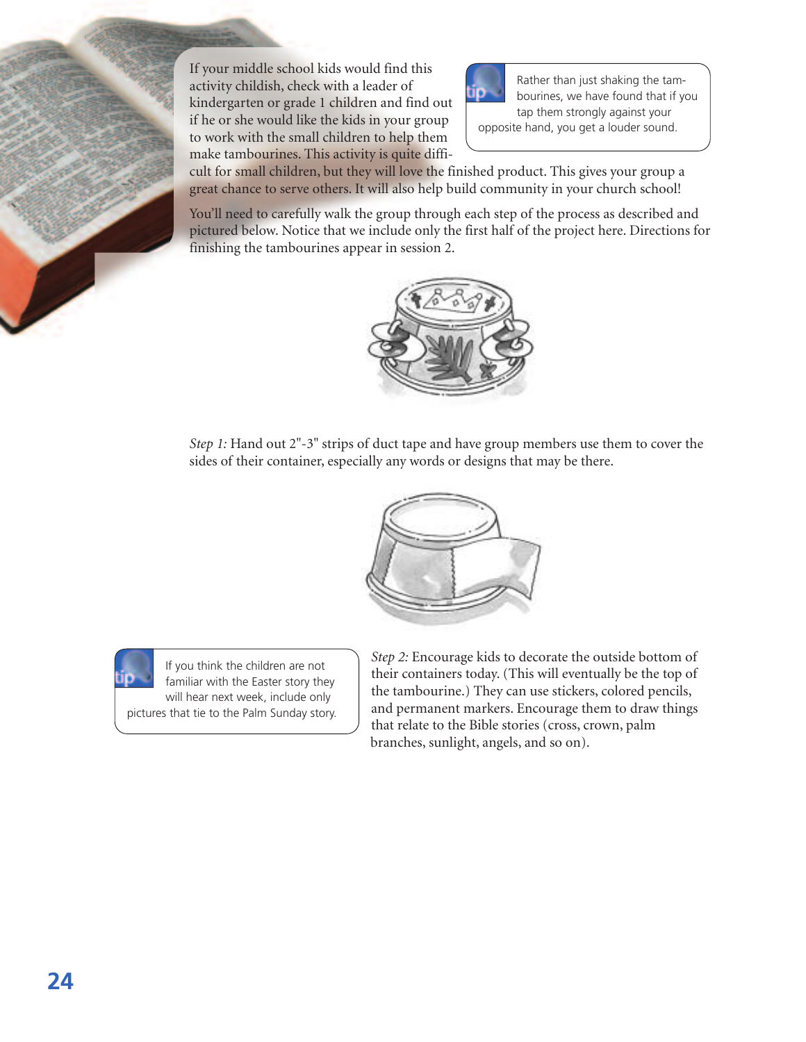If your middle school kids would find this activity childish, check with a leader of kindergarten or grade 1 children and find out if he or she would like the kids in your group to work with the small children to help them make tambourines. This activity is quite difficult for small children, but they will love the finished product. This gives your group a great chance to serve others. It will also help build community in your church school!

> **tip** Rather than just shaking the tambourines, we have found that if you tap them strongly against your opposite hand, you get a louder sound.

You'll need to carefully walk the group through each step of the process as described and pictured below. Notice that we include only the first half of the project here. Directions for finishing the tambourines appear in session 2.

*Step 1:* Hand out 2"-3" strips of duct tape and have group members use them to cover the sides of their container, especially any words or designs that may be there.

*Step 2:* Encourage kids to decorate the outside bottom of their containers today. (This will eventually be the top of the tambourine.) They can use stickers, colored pencils, and permanent markers. Encourage them to draw things that relate to the Bible stories (cross, crown, palm branches, sunlight, angels, and so on).

> **tip** If you think the children are not familiar with the Easter story they will hear next week, include only pictures that tie to the Palm Sunday story.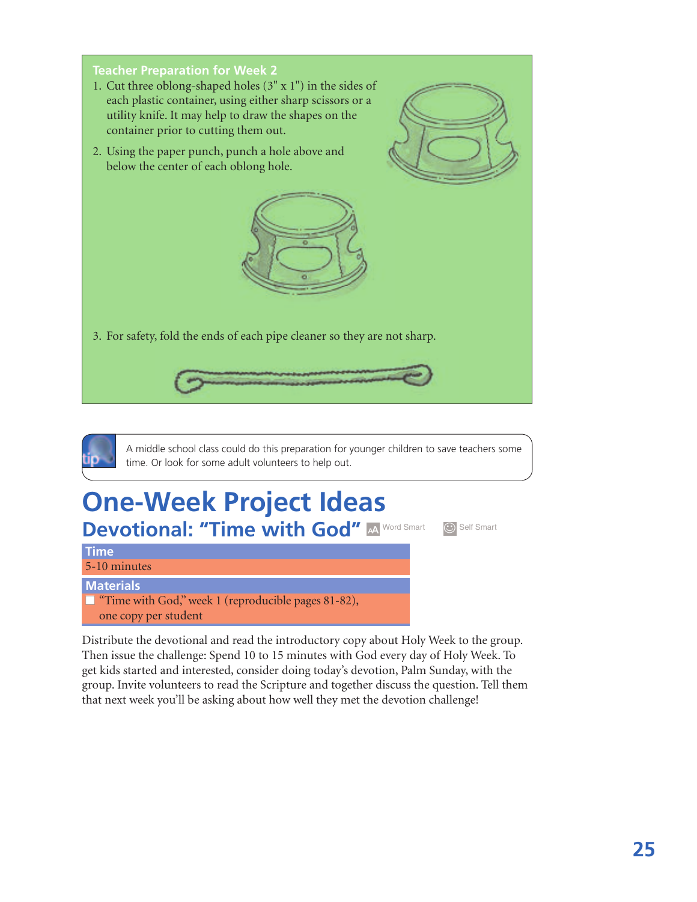### Teacher Preparation for Week 2

1. Cut three oblong-shaped holes (3" x 1") in the sides of each plastic container, using either sharp scissors or a utility knife. It may help to draw the shapes on the container prior to cutting them out.
2. Using the paper punch, punch a hole above and below the center of each oblong hole.
3. For safety, fold the ends of each pipe cleaner so they are not sharp.

**tip** A middle school class could do this preparation for younger children to save teachers some time. Or look for some adult volunteers to help out.

# One-Week Project Ideas

## Devotional: "Time with God"

Word Smart | Self Smart

**Time**

5-10 minutes

**Materials**

- "Time with God," week 1 (reproducible pages 81-82), one copy per student

Distribute the devotional and read the introductory copy about Holy Week to the group. Then issue the challenge: Spend 10 to 15 minutes with God every day of Holy Week. To get kids started and interested, consider doing today's devotion, Palm Sunday, with the group. Invite volunteers to read the Scripture and together discuss the question. Tell them that next week you'll be asking about how well they met the devotion challenge!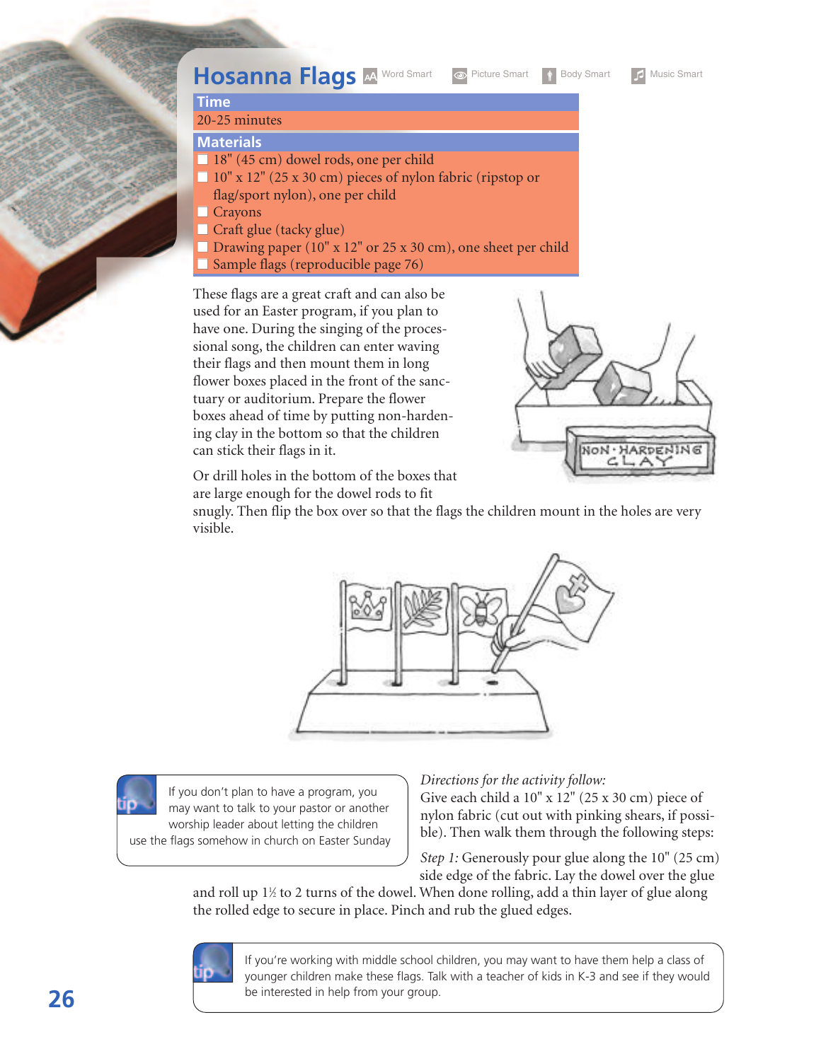# Hosanna Flags

Word Smart | Picture Smart | Body Smart | Music Smart

**Time**

20-25 minutes

**Materials**

- ☐ 18" (45 cm) dowel rods, one per child
- ☐ 10" x 12" (25 x 30 cm) pieces of nylon fabric (ripstop or flag/sport nylon), one per child
- ☐ Crayons
- ☐ Craft glue (tacky glue)
- ☐ Drawing paper (10" x 12" or 25 x 30 cm), one sheet per child
- ☐ Sample flags (reproducible page 76)

These flags are a great craft and can also be used for an Easter program, if you plan to have one. During the singing of the processional song, the children can enter waving their flags and then mount them in long flower boxes placed in the front of the sanctuary or auditorium. Prepare the flower boxes ahead of time by putting non-hardening clay in the bottom so that the children can stick their flags in it.

Or drill holes in the bottom of the boxes that are large enough for the dowel rods to fit snugly. Then flip the box over so that the flags the children mount in the holes are very visible.

> **tip:** If you don't plan to have a program, you may want to talk to your pastor or another worship leader about letting the children use the flags somehow in church on Easter Sunday

*Directions for the activity follow:*

Give each child a 10" x 12" (25 x 30 cm) piece of nylon fabric (cut out with pinking shears, if possible). Then walk them through the following steps:

*Step 1:* Generously pour glue along the 10" (25 cm) side edge of the fabric. Lay the dowel over the glue and roll up 1½ to 2 turns of the dowel. When done rolling, add a thin layer of glue along the rolled edge to secure in place. Pinch and rub the glued edges.

> **tip:** If you're working with middle school children, you may want to have them help a class of younger children make these flags. Talk with a teacher of kids in K-3 and see if they would be interested in help from your group.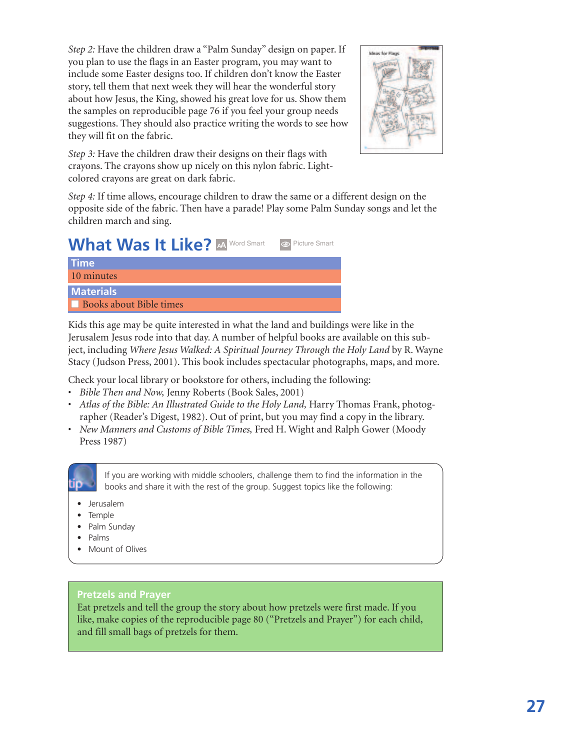*Step 2:* Have the children draw a "Palm Sunday" design on paper. If you plan to use the flags in an Easter program, you may want to include some Easter designs too. If children don't know the Easter story, tell them that next week they will hear the wonderful story about how Jesus, the King, showed his great love for us. Show them the samples on reproducible page 76 if you feel your group needs suggestions. They should also practice writing the words to see how they will fit on the fabric.

*Step 3:* Have the children draw their designs on their flags with crayons. The crayons show up nicely on this nylon fabric. Light-colored crayons are great on dark fabric.

*Step 4:* If time allows, encourage children to draw the same or a different design on the opposite side of the fabric. Then have a parade! Play some Palm Sunday songs and let the children march and sing.

## What Was It Like?

Word Smart | Picture Smart

**Time**

10 minutes

**Materials**

- Books about Bible times

Kids this age may be quite interested in what the land and buildings were like in the Jerusalem Jesus rode into that day. A number of helpful books are available on this subject, including *Where Jesus Walked: A Spiritual Journey Through the Holy Land* by R. Wayne Stacy (Judson Press, 2001). This book includes spectacular photographs, maps, and more.

Check your local library or bookstore for others, including the following:

- *Bible Then and Now,* Jenny Roberts (Book Sales, 2001)
- *Atlas of the Bible: An Illustrated Guide to the Holy Land,* Harry Thomas Frank, photographer (Reader's Digest, 1982). Out of print, but you may find a copy in the library.
- *New Manners and Customs of Bible Times,* Fred H. Wight and Ralph Gower (Moody Press 1987)

**tip** If you are working with middle schoolers, challenge them to find the information in the books and share it with the rest of the group. Suggest topics like the following:

- Jerusalem
- Temple
- Palm Sunday
- Palms
- Mount of Olives

### Pretzels and Prayer

Eat pretzels and tell the group the story about how pretzels were first made. If you like, make copies of the reproducible page 80 ("Pretzels and Prayer") for each child, and fill small bags of pretzels for them.